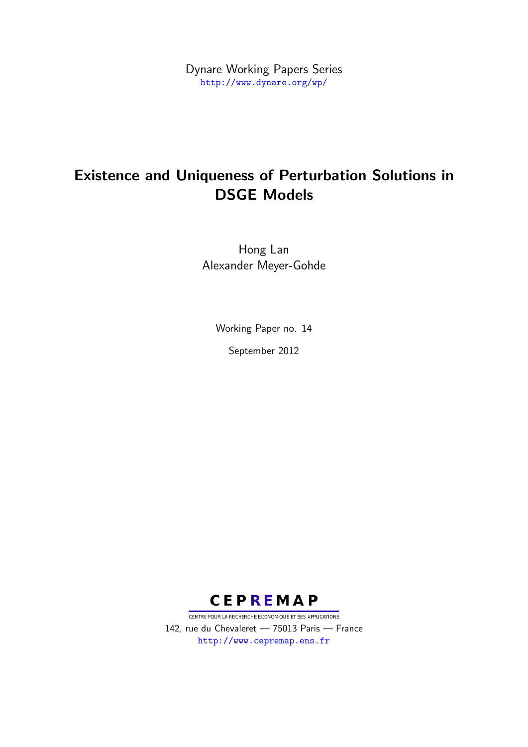Dynare Working Papers Series
http://www.dynare.org/wp/

# Existence and Uniqueness of Perturbation Solutions in DSGE Models

Hong Lan
Alexander Meyer-Gohde

Working Paper no. 14

September 2012

**CEPREMAP**
CENTRE POUR LA RECHERCHE ECONOMIQUE ET SES APPLICATIONS
142, rue du Chevaleret — 75013 Paris — France
http://www.cepremap.ens.fr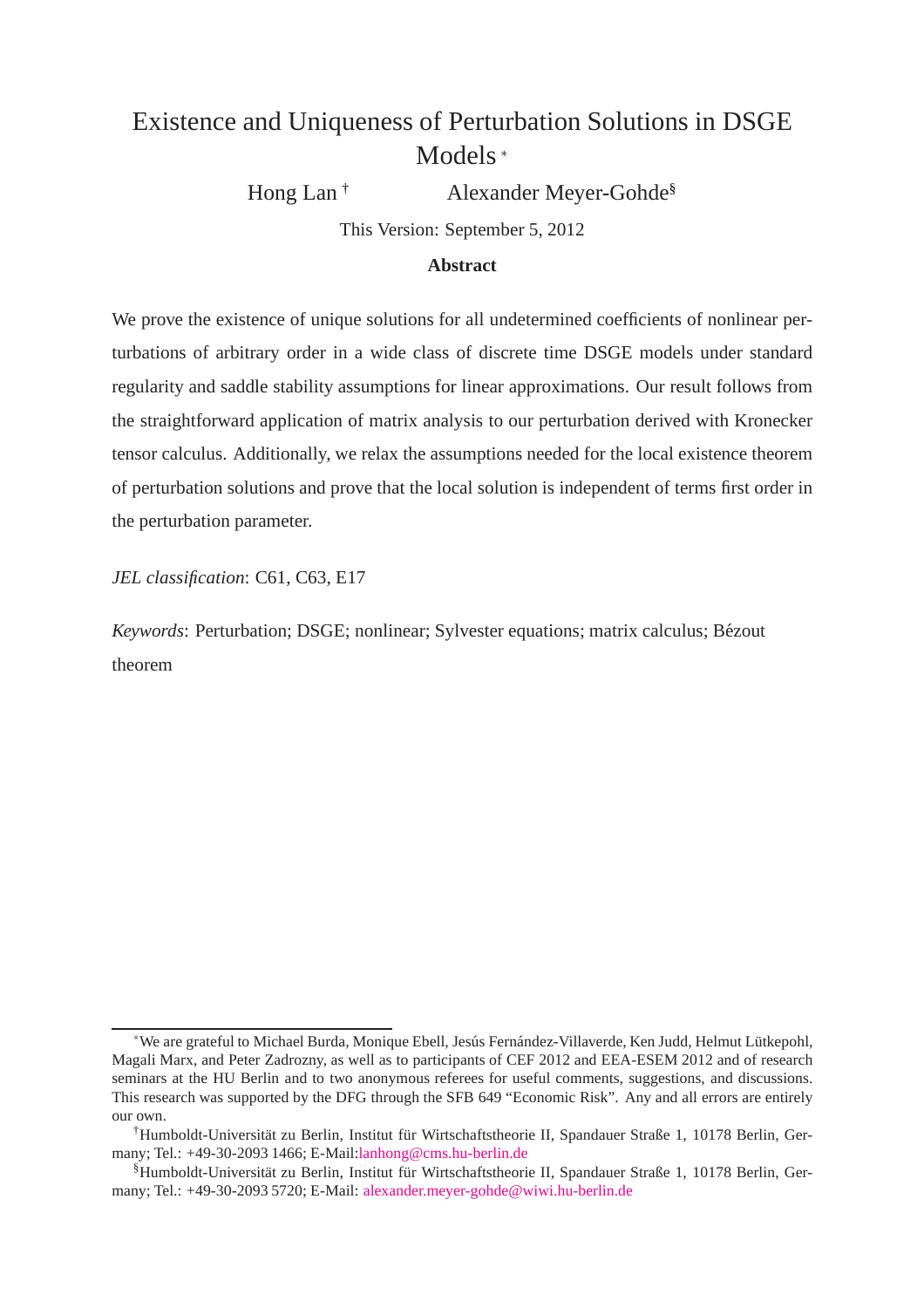# Existence and Uniqueness of Perturbation Solutions in DSGE Models [*]

Hong Lan [†] Alexander Meyer-Gohde[§]

This Version: September 5, 2012

**Abstract**

We prove the existence of unique solutions for all undetermined coefficients of nonlinear perturbations of arbitrary order in a wide class of discrete time DSGE models under standard regularity and saddle stability assumptions for linear approximations. Our result follows from the straightforward application of matrix analysis to our perturbation derived with Kronecker tensor calculus. Additionally, we relax the assumptions needed for the local existence theorem of perturbation solutions and prove that the local solution is independent of terms first order in the perturbation parameter.

*JEL classification*: C61, C63, E17

*Keywords*: Perturbation; DSGE; nonlinear; Sylvester equations; matrix calculus; Bézout theorem

---

[*] We are grateful to Michael Burda, Monique Ebell, Jesús Fernández-Villaverde, Ken Judd, Helmut Lütkepohl, Magali Marx, and Peter Zadrozny, as well as to participants of CEF 2012 and EEA-ESEM 2012 and of research seminars at the HU Berlin and to two anonymous referees for useful comments, suggestions, and discussions. This research was supported by the DFG through the SFB 649 "Economic Risk". Any and all errors are entirely our own.

[†] Humboldt-Universität zu Berlin, Institut für Wirtschaftstheorie II, Spandauer Straße 1, 10178 Berlin, Germany; Tel.: +49-30-2093 1466; E-Mail:lanhong@cms.hu-berlin.de

[§] Humboldt-Universität zu Berlin, Institut für Wirtschaftstheorie II, Spandauer Straße 1, 10178 Berlin, Germany; Tel.: +49-30-2093 5720; E-Mail: alexander.meyer-gohde@wiwi.hu-berlin.de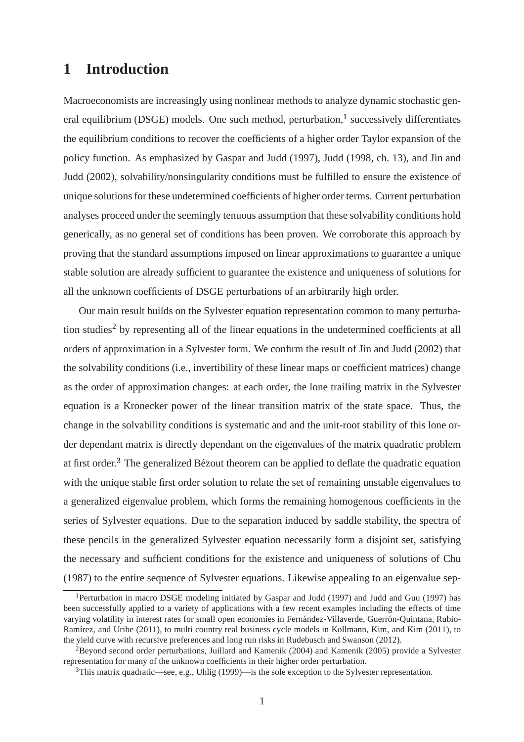# 1 Introduction

Macroeconomists are increasingly using nonlinear methods to analyze dynamic stochastic general equilibrium (DSGE) models. One such method, perturbation,[1] successively differentiates the equilibrium conditions to recover the coefficients of a higher order Taylor expansion of the policy function. As emphasized by Gaspar and Judd (1997), Judd (1998, ch. 13), and Jin and Judd (2002), solvability/nonsingularity conditions must be fulfilled to ensure the existence of unique solutions for these undetermined coefficients of higher order terms. Current perturbation analyses proceed under the seemingly tenuous assumption that these solvability conditions hold generically, as no general set of conditions has been proven. We corroborate this approach by proving that the standard assumptions imposed on linear approximations to guarantee a unique stable solution are already sufficient to guarantee the existence and uniqueness of solutions for all the unknown coefficients of DSGE perturbations of an arbitrarily high order.

Our main result builds on the Sylvester equation representation common to many perturbation studies[2] by representing all of the linear equations in the undetermined coefficients at all orders of approximation in a Sylvester form. We confirm the result of Jin and Judd (2002) that the solvability conditions (i.e., invertibility of these linear maps or coefficient matrices) change as the order of approximation changes: at each order, the lone trailing matrix in the Sylvester equation is a Kronecker power of the linear transition matrix of the state space. Thus, the change in the solvability conditions is systematic and and the unit-root stability of this lone order dependant matrix is directly dependant on the eigenvalues of the matrix quadratic problem at first order.[3] The generalized Bézout theorem can be applied to deflate the quadratic equation with the unique stable first order solution to relate the set of remaining unstable eigenvalues to a generalized eigenvalue problem, which forms the remaining homogenous coefficients in the series of Sylvester equations. Due to the separation induced by saddle stability, the spectra of these pencils in the generalized Sylvester equation necessarily form a disjoint set, satisfying the necessary and sufficient conditions for the existence and uniqueness of solutions of Chu (1987) to the entire sequence of Sylvester equations. Likewise appealing to an eigenvalue sep-

[1]Perturbation in macro DSGE modeling initiated by Gaspar and Judd (1997) and Judd and Guu (1997) has been successfully applied to a variety of applications with a few recent examples including the effects of time varying volatility in interest rates for small open economies in Fernández-Villaverde, Guerrón-Quintana, Rubio-Ramírez, and Uribe (2011), to multi country real business cycle models in Kollmann, Kim, and Kim (2011), to the yield curve with recursive preferences and long run risks in Rudebusch and Swanson (2012).

[2]Beyond second order perturbations, Juillard and Kamenik (2004) and Kamenik (2005) provide a Sylvester representation for many of the unknown coefficients in their higher order perturbation.

[3]This matrix quadratic—see, e.g., Uhlig (1999)—is the sole exception to the Sylvester representation.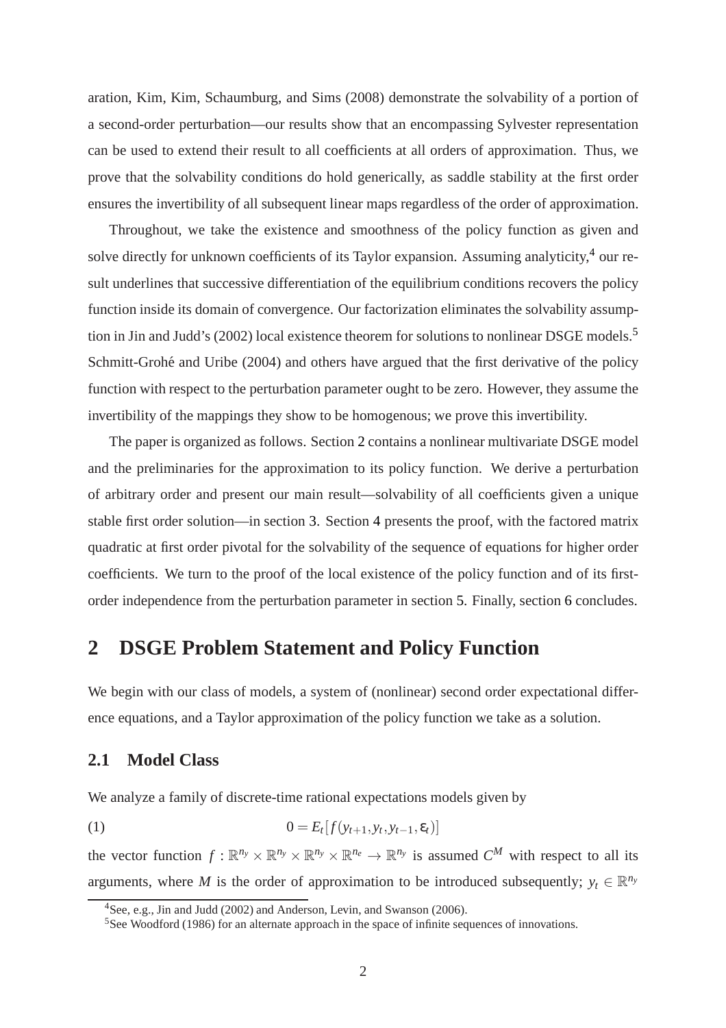aration, Kim, Kim, Schaumburg, and Sims (2008) demonstrate the solvability of a portion of a second-order perturbation—our results show that an encompassing Sylvester representation can be used to extend their result to all coefficients at all orders of approximation. Thus, we prove that the solvability conditions do hold generically, as saddle stability at the first order ensures the invertibility of all subsequent linear maps regardless of the order of approximation.

Throughout, we take the existence and smoothness of the policy function as given and solve directly for unknown coefficients of its Taylor expansion. Assuming analyticity,[4] our result underlines that successive differentiation of the equilibrium conditions recovers the policy function inside its domain of convergence. Our factorization eliminates the solvability assumption in Jin and Judd's (2002) local existence theorem for solutions to nonlinear DSGE models.[5] Schmitt-Grohé and Uribe (2004) and others have argued that the first derivative of the policy function with respect to the perturbation parameter ought to be zero. However, they assume the invertibility of the mappings they show to be homogenous; we prove this invertibility.

The paper is organized as follows. Section 2 contains a nonlinear multivariate DSGE model and the preliminaries for the approximation to its policy function. We derive a perturbation of arbitrary order and present our main result—solvability of all coefficients given a unique stable first order solution—in section 3. Section 4 presents the proof, with the factored matrix quadratic at first order pivotal for the solvability of the sequence of equations for higher order coefficients. We turn to the proof of the local existence of the policy function and of its first-order independence from the perturbation parameter in section 5. Finally, section 6 concludes.

## 2 DSGE Problem Statement and Policy Function

We begin with our class of models, a system of (nonlinear) second order expectational difference equations, and a Taylor approximation of the policy function we take as a solution.

### 2.1 Model Class

We analyze a family of discrete-time rational expectations models given by

$$0 = E_t[f(y_{t+1}, y_t, y_{t-1}, \varepsilon_t)] \tag{1}$$

the vector function $f : \mathbb{R}^{n_y} \times \mathbb{R}^{n_y} \times \mathbb{R}^{n_y} \times \mathbb{R}^{n_e} \to \mathbb{R}^{n_y}$ is assumed $C^M$ with respect to all its arguments, where $M$ is the order of approximation to be introduced subsequently; $y_t \in \mathbb{R}^{n_y}$

[4] See, e.g., Jin and Judd (2002) and Anderson, Levin, and Swanson (2006).

[5] See Woodford (1986) for an alternate approach in the space of infinite sequences of innovations.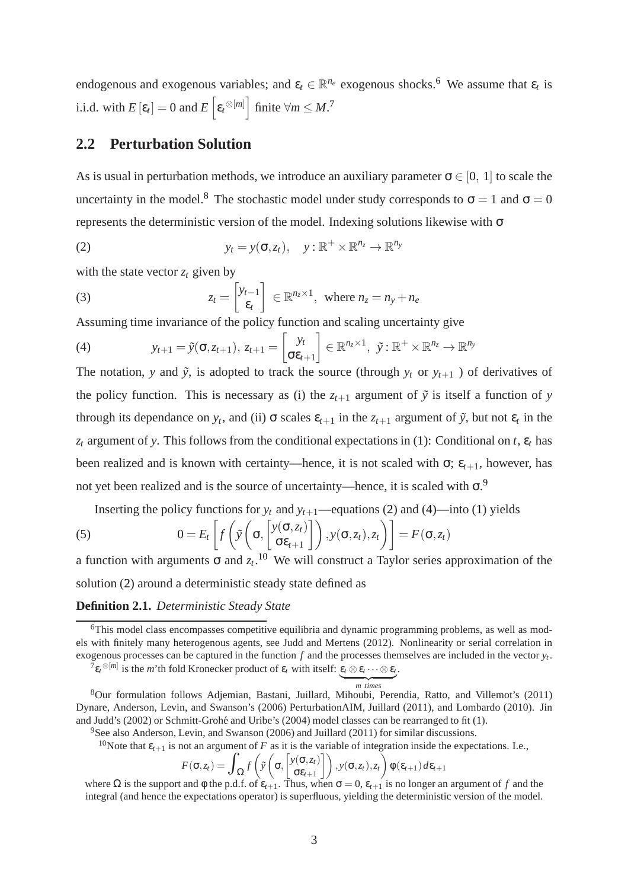endogenous and exogenous variables; and $\varepsilon_t \in \mathbb{R}^{n_e}$ exogenous shocks.[6] We assume that $\varepsilon_t$ is i.i.d. with $E[\varepsilon_t] = 0$ and $E\left[\varepsilon_t^{\otimes[m]}\right]$ finite $\forall m \leq M$.[7]

## 2.2 Perturbation Solution

As is usual in perturbation methods, we introduce an auxiliary parameter $\sigma \in [0,\ 1]$ to scale the uncertainty in the model.[8] The stochastic model under study corresponds to $\sigma = 1$ and $\sigma = 0$ represents the deterministic version of the model. Indexing solutions likewise with $\sigma$

$$y_t = y(\sigma, z_t), \quad y : \mathbb{R}^+ \times \mathbb{R}^{n_z} \to \mathbb{R}^{n_y} \tag{2}$$

with the state vector $z_t$ given by

$$z_t = \begin{bmatrix} y_{t-1} \\ \varepsilon_t \end{bmatrix} \in \mathbb{R}^{n_z \times 1}, \text{ where } n_z = n_y + n_e \tag{3}$$

Assuming time invariance of the policy function and scaling uncertainty give

$$y_{t+1} = \tilde{y}(\sigma, z_{t+1}),\ z_{t+1} = \begin{bmatrix} y_t \\ \sigma\varepsilon_{t+1} \end{bmatrix} \in \mathbb{R}^{n_z \times 1},\ \tilde{y} : \mathbb{R}^+ \times \mathbb{R}^{n_z} \to \mathbb{R}^{n_y} \tag{4}$$

The notation, $y$ and $\tilde{y}$, is adopted to track the source (through $y_t$ or $y_{t+1}$ ) of derivatives of the policy function. This is necessary as (i) the $z_{t+1}$ argument of $\tilde{y}$ is itself a function of $y$ through its dependance on $y_t$, and (ii) $\sigma$ scales $\varepsilon_{t+1}$ in the $z_{t+1}$ argument of $\tilde{y}$, but not $\varepsilon_t$ in the $z_t$ argument of $y$. This follows from the conditional expectations in (1): Conditional on $t$, $\varepsilon_t$ has been realized and is known with certainty—hence, it is not scaled with $\sigma$; $\varepsilon_{t+1}$, however, has not yet been realized and is the source of uncertainty—hence, it is scaled with $\sigma$.[9]

Inserting the policy functions for $y_t$ and $y_{t+1}$—equations (2) and (4)—into (1) yields

$$0 = E_t\left[f\left(\tilde{y}\left(\sigma, \begin{bmatrix} y(\sigma, z_t) \\ \sigma\varepsilon_{t+1} \end{bmatrix}\right), y(\sigma, z_t), z_t\right)\right] = F(\sigma, z_t) \tag{5}$$

a function with arguments $\sigma$ and $z_t$.[10] We will construct a Taylor series approximation of the solution (2) around a deterministic steady state defined as

**Definition 2.1.** *Deterministic Steady State*

---

[6] This model class encompasses competitive equilibria and dynamic programming problems, as well as models with finitely many heterogenous agents, see Judd and Mertens (2012). Nonlinearity or serial correlation in exogenous processes can be captured in the function $f$ and the processes themselves are included in the vector $y_t$.

[7] $\varepsilon_t^{\otimes[m]}$ is the $m$'th fold Kronecker product of $\varepsilon_t$ with itself: $\underbrace{\varepsilon_t \otimes \varepsilon_t \cdots \otimes \varepsilon_t}_{m \text{ times}}$.

[8] Our formulation follows Adjemian, Bastani, Juillard, Mihoubi, Perendia, Ratto, and Villemot's (2011) Dynare, Anderson, Levin, and Swanson's (2006) PerturbationAIM, Juillard (2011), and Lombardo (2010). Jin and Judd's (2002) or Schmitt-Grohé and Uribe's (2004) model classes can be rearranged to fit (1).

[9] See also Anderson, Levin, and Swanson (2006) and Juillard (2011) for similar discussions.

[10] Note that $\varepsilon_{t+1}$ is not an argument of $F$ as it is the variable of integration inside the expectations. I.e.,

$$F(\sigma, z_t) = \int_\Omega f\left(\tilde{y}\left(\sigma, \begin{bmatrix} y(\sigma, z_t) \\ \sigma\varepsilon_{t+1} \end{bmatrix}\right), y(\sigma, z_t), z_t\right)\phi(\varepsilon_{t+1})\, d\varepsilon_{t+1}$$

where $\Omega$ is the support and $\phi$ the p.d.f. of $\varepsilon_{t+1}$. Thus, when $\sigma = 0$, $\varepsilon_{t+1}$ is no longer an argument of $f$ and the integral (and hence the expectations operator) is superfluous, yielding the deterministic version of the model.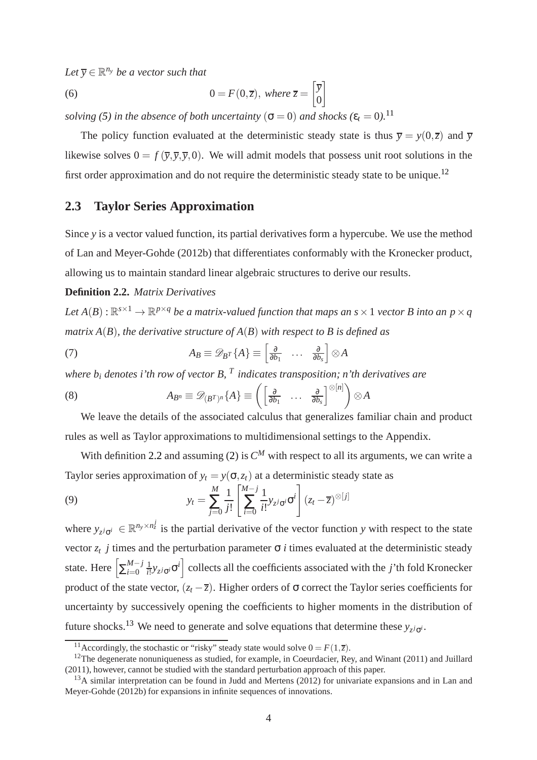*Let $\overline{y} \in \mathbb{R}^{n_y}$ be a vector such that*

$$0 = F(0, \overline{z}), \text{ where } \overline{z} = \begin{bmatrix} \overline{y} \\ 0 \end{bmatrix} \tag{6}$$

*solving (5) in the absence of both uncertainty $(\sigma = 0)$ and shocks ($\varepsilon_t = 0$).*[11]

The policy function evaluated at the deterministic steady state is thus $\overline{y} = y(0, \overline{z})$ and $\overline{y}$ likewise solves $0 = f(\overline{y}, \overline{y}, \overline{y}, 0)$. We will admit models that possess unit root solutions in the first order approximation and do not require the deterministic steady state to be unique.[12]

## 2.3 Taylor Series Approximation

Since $y$ is a vector valued function, its partial derivatives form a hypercube. We use the method of Lan and Meyer-Gohde (2012b) that differentiates conformably with the Kronecker product, allowing us to maintain standard linear algebraic structures to derive our results.

**Definition 2.2.** *Matrix Derivatives*

*Let $A(B) : \mathbb{R}^{s \times 1} \to \mathbb{R}^{p \times q}$ be a matrix-valued function that maps an $s \times 1$ vector $B$ into an $p \times q$ matrix $A(B)$, the derivative structure of $A(B)$ with respect to $B$ is defined as*

$$A_B \equiv \mathscr{D}_{B^T}\{A\} \equiv \begin{bmatrix} \frac{\partial}{\partial b_1} & \dots & \frac{\partial}{\partial b_s} \end{bmatrix} \otimes A \tag{7}$$

*where $b_i$ denotes i'th row of vector $B$, $^T$ indicates transposition; n'th derivatives are*

$$A_{B^n} \equiv \mathscr{D}_{(B^T)^n}\{A\} \equiv \left( \begin{bmatrix} \frac{\partial}{\partial b_1} & \dots & \frac{\partial}{\partial b_s} \end{bmatrix}^{\otimes[n]} \right) \otimes A \tag{8}$$

We leave the details of the associated calculus that generalizes familiar chain and product rules as well as Taylor approximations to multidimensional settings to the Appendix.

With definition 2.2 and assuming (2) is $C^M$ with respect to all its arguments, we can write a Taylor series approximation of $y_t = y(\sigma, z_t)$ at a deterministic steady state as

$$y_t = \sum_{j=0}^{M} \frac{1}{j!} \left[ \sum_{i=0}^{M-j} \frac{1}{i!} y_{z^j \sigma^i} \sigma^i \right] (z_t - \overline{z})^{\otimes[j]} \tag{9}$$

where $y_{z^j \sigma^i} \in \mathbb{R}^{n_y \times n_z^j}$ is the partial derivative of the vector function $y$ with respect to the state vector $z_t$ $j$ times and the perturbation parameter $\sigma$ $i$ times evaluated at the deterministic steady state. Here $\left[ \sum_{i=0}^{M-j} \frac{1}{i!} y_{z^j \sigma^i} \sigma^i \right]$ collects all the coefficients associated with the $j$'th fold Kronecker product of the state vector, $(z_t - \overline{z})$. Higher orders of $\sigma$ correct the Taylor series coefficients for uncertainty by successively opening the coefficients to higher moments in the distribution of future shocks.[13] We need to generate and solve equations that determine these $y_{z^j \sigma^i}$.

---

[11] Accordingly, the stochastic or "risky" steady state would solve $0 = F(1, \overline{z})$.

[12] The degenerate nonuniqueness as studied, for example, in Coeurdacier, Rey, and Winant (2011) and Juillard (2011), however, cannot be studied with the standard perturbation approach of this paper.

[13] A similar interpretation can be found in Judd and Mertens (2012) for univariate expansions and in Lan and Meyer-Gohde (2012b) for expansions in infinite sequences of innovations.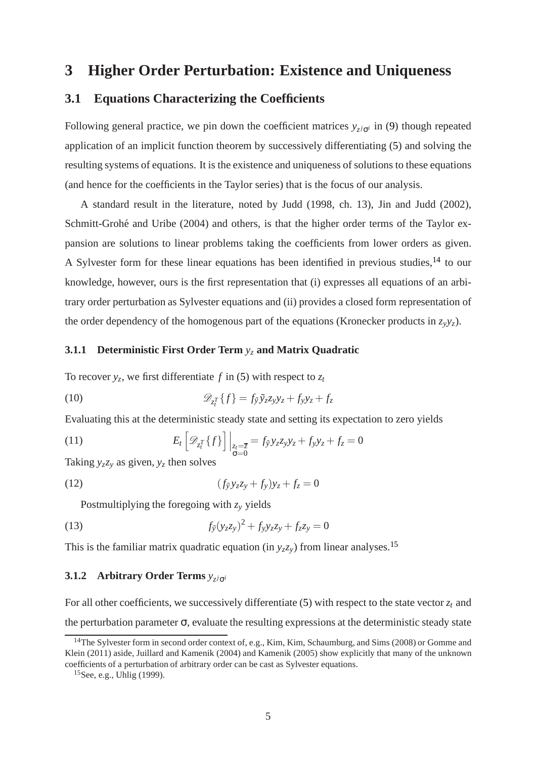# 3 Higher Order Perturbation: Existence and Uniqueness

## 3.1 Equations Characterizing the Coefficients

Following general practice, we pin down the coefficient matrices $y_{z^j\sigma^i}$ in (9) though repeated application of an implicit function theorem by successively differentiating (5) and solving the resulting systems of equations. It is the existence and uniqueness of solutions to these equations (and hence for the coefficients in the Taylor series) that is the focus of our analysis.

A standard result in the literature, noted by Judd (1998, ch. 13), Jin and Judd (2002), Schmitt-Grohé and Uribe (2004) and others, is that the higher order terms of the Taylor expansion are solutions to linear problems taking the coefficients from lower orders as given. A Sylvester form for these linear equations has been identified in previous studies,[14] to our knowledge, however, ours is the first representation that (i) expresses all equations of an arbitrary order perturbation as Sylvester equations and (ii) provides a closed form representation of the order dependency of the homogenous part of the equations (Kronecker products in $z_y y_z$).

### 3.1.1 Deterministic First Order Term $y_z$ and Matrix Quadratic

To recover $y_z$, we first differentiate $f$ in (5) with respect to $z_t$

$$\mathscr{D}_{z_t^T}\{f\} = f_{\tilde{y}}\tilde{y}_z z_y y_z + f_y y_z + f_z \tag{10}$$

Evaluating this at the deterministic steady state and setting its expectation to zero yields

$$E_t\left[\mathscr{D}_{z_t^T}\{f\}\right]\Big|_{\substack{z_t=\overline{z}\\ \sigma=0}} = f_{\tilde{y}} y_z z_y y_z + f_y y_z + f_z = 0 \tag{11}$$

Taking $y_z z_y$ as given, $y_z$ then solves

$$(f_{\tilde{y}} y_z z_y + f_y) y_z + f_z = 0 \tag{12}$$

Postmultiplying the foregoing with $z_y$ yields

$$f_{\tilde{y}}(y_z z_y)^2 + f_y y_z z_y + f_z z_y = 0 \tag{13}$$

This is the familiar matrix quadratic equation (in $y_z z_y$) from linear analyses.[15]

### 3.1.2 Arbitrary Order Terms $y_{z^j\sigma^i}$

For all other coefficients, we successively differentiate (5) with respect to the state vector $z_t$ and the perturbation parameter $\sigma$, evaluate the resulting expressions at the deterministic steady state

[14] The Sylvester form in second order context of, e.g., Kim, Kim, Schaumburg, and Sims (2008) or Gomme and Klein (2011) aside, Juillard and Kamenik (2004) and Kamenik (2005) show explicitly that many of the unknown coefficients of a perturbation of arbitrary order can be cast as Sylvester equations.

[15] See, e.g., Uhlig (1999).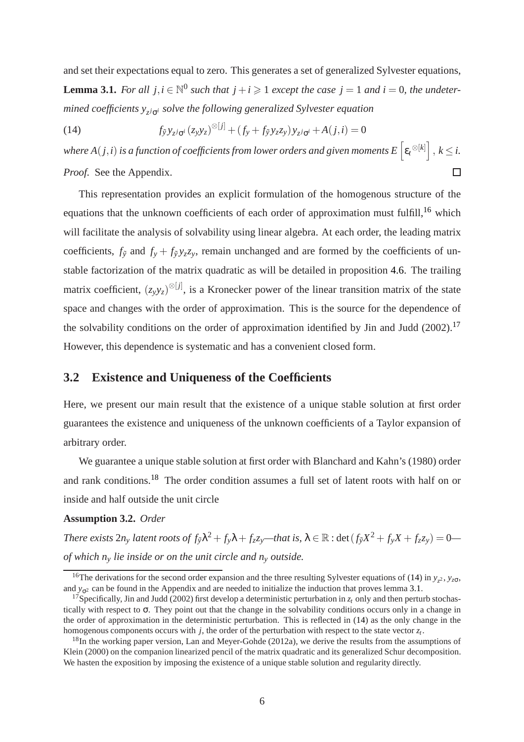and set their expectations equal to zero. This generates a set of generalized Sylvester equations,

**Lemma 3.1.** *For all $j, i \in \mathbb{N}^0$ such that $j + i \geqslant 1$ except the case $j = 1$ and $i = 0$, the undetermined coefficients $y_{z^j\sigma^i}$ solve the following generalized Sylvester equation*

$$f_{\tilde{y}} y_{z^j\sigma^i} (z_y y_z)^{\otimes[j]} + (f_y + f_{\tilde{y}} y_z z_y) y_{z^j\sigma^i} + A(j,i) = 0 \tag{14}$$

*where $A(j,i)$ is a function of coefficients from lower orders and given moments $E\left[\varepsilon_t^{\otimes[k]}\right]$, $k \leq i$.*

*Proof.* See the Appendix. □

This representation provides an explicit formulation of the homogenous structure of the equations that the unknown coefficients of each order of approximation must fulfill,[16] which will facilitate the analysis of solvability using linear algebra. At each order, the leading matrix coefficients, $f_{\tilde{y}}$ and $f_y + f_{\tilde{y}} y_z z_y$, remain unchanged and are formed by the coefficients of unstable factorization of the matrix quadratic as will be detailed in proposition 4.6. The trailing matrix coefficient, $(z_y y_z)^{\otimes[j]}$, is a Kronecker power of the linear transition matrix of the state space and changes with the order of approximation. This is the source for the dependence of the solvability conditions on the order of approximation identified by Jin and Judd (2002).[17] However, this dependence is systematic and has a convenient closed form.

## 3.2 Existence and Uniqueness of the Coefficients

Here, we present our main result that the existence of a unique stable solution at first order guarantees the existence and uniqueness of the unknown coefficients of a Taylor expansion of arbitrary order.

We guarantee a unique stable solution at first order with Blanchard and Kahn's (1980) order and rank conditions.[18] The order condition assumes a full set of latent roots with half on or inside and half outside the unit circle

**Assumption 3.2.** *Order*

*There exists $2n_y$ latent roots of $f_{\tilde{y}}\lambda^2 + f_y\lambda + f_z z_y$—that is, $\lambda \in \mathbb{R} : \det(f_{\tilde{y}}X^2 + f_y X + f_z z_y) = 0$—of which $n_y$ lie inside or on the unit circle and $n_y$ outside.*

---

[16] The derivations for the second order expansion and the three resulting Sylvester equations of (14) in $y_{z^2}$, $y_{z\sigma}$, and $y_{\sigma^2}$ can be found in the Appendix and are needed to initialize the induction that proves lemma 3.1.

[17] Specifically, Jin and Judd (2002) first develop a deterministic perturbation in $z_t$ only and then perturb stochastically with respect to $\sigma$. They point out that the change in the solvability conditions occurs only in a change in the order of approximation in the deterministic perturbation. This is reflected in (14) as the only change in the homogenous components occurs with $j$, the order of the perturbation with respect to the state vector $z_t$.

[18] In the working paper version, Lan and Meyer-Gohde (2012a), we derive the results from the assumptions of Klein (2000) on the companion linearized pencil of the matrix quadratic and its generalized Schur decomposition. We hasten the exposition by imposing the existence of a unique stable solution and regularity directly.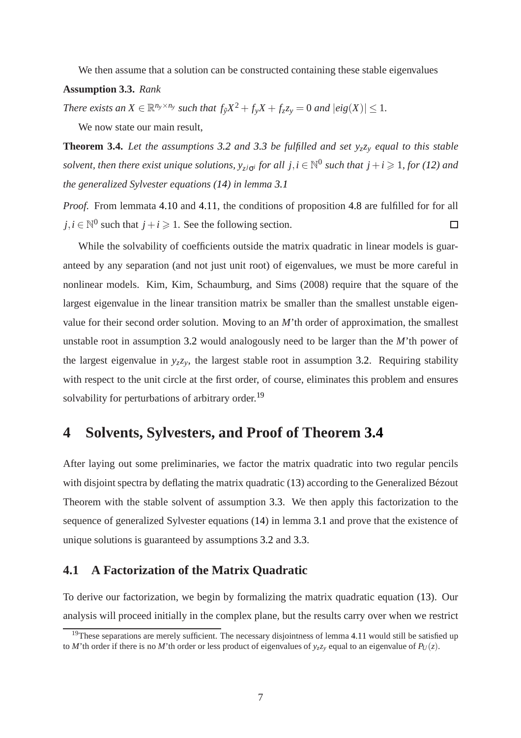We then assume that a solution can be constructed containing these stable eigenvalues

**Assumption 3.3.** *Rank*

*There exists an $X \in \mathbb{R}^{n_y \times n_y}$ such that $f_{\tilde{y}}X^2 + f_y X + f_z z_y = 0$ and $|eig(X)| \leq 1$.*

We now state our main result,

**Theorem 3.4.** *Let the assumptions 3.2 and 3.3 be fulfilled and set $y_z z_y$ equal to this stable solvent, then there exist unique solutions, $y_{z^j \sigma^i}$ for all $j, i \in \mathbb{N}^0$ such that $j + i \geqslant 1$, for (12) and the generalized Sylvester equations (14) in lemma 3.1*

*Proof.* From lemmata 4.10 and 4.11, the conditions of proposition 4.8 are fulfilled for for all $j, i \in \mathbb{N}^0$ such that $j + i \geqslant 1$. See the following section. □

While the solvability of coefficients outside the matrix quadratic in linear models is guaranteed by any separation (and not just unit root) of eigenvalues, we must be more careful in nonlinear models. Kim, Kim, Schaumburg, and Sims (2008) require that the square of the largest eigenvalue in the linear transition matrix be smaller than the smallest unstable eigenvalue for their second order solution. Moving to an $M$'th order of approximation, the smallest unstable root in assumption 3.2 would analogously need to be larger than the $M$'th power of the largest eigenvalue in $y_z z_y$, the largest stable root in assumption 3.2. Requiring stability with respect to the unit circle at the first order, of course, eliminates this problem and ensures solvability for perturbations of arbitrary order.[19]

# 4 Solvents, Sylvesters, and Proof of Theorem 3.4

After laying out some preliminaries, we factor the matrix quadratic into two regular pencils with disjoint spectra by deflating the matrix quadratic (13) according to the Generalized Bézout Theorem with the stable solvent of assumption 3.3. We then apply this factorization to the sequence of generalized Sylvester equations (14) in lemma 3.1 and prove that the existence of unique solutions is guaranteed by assumptions 3.2 and 3.3.

## 4.1 A Factorization of the Matrix Quadratic

To derive our factorization, we begin by formalizing the matrix quadratic equation (13). Our analysis will proceed initially in the complex plane, but the results carry over when we restrict

[19] These separations are merely sufficient. The necessary disjointness of lemma 4.11 would still be satisfied up to $M$'th order if there is no $M$'th order or less product of eigenvalues of $y_z z_y$ equal to an eigenvalue of $P_U(z)$.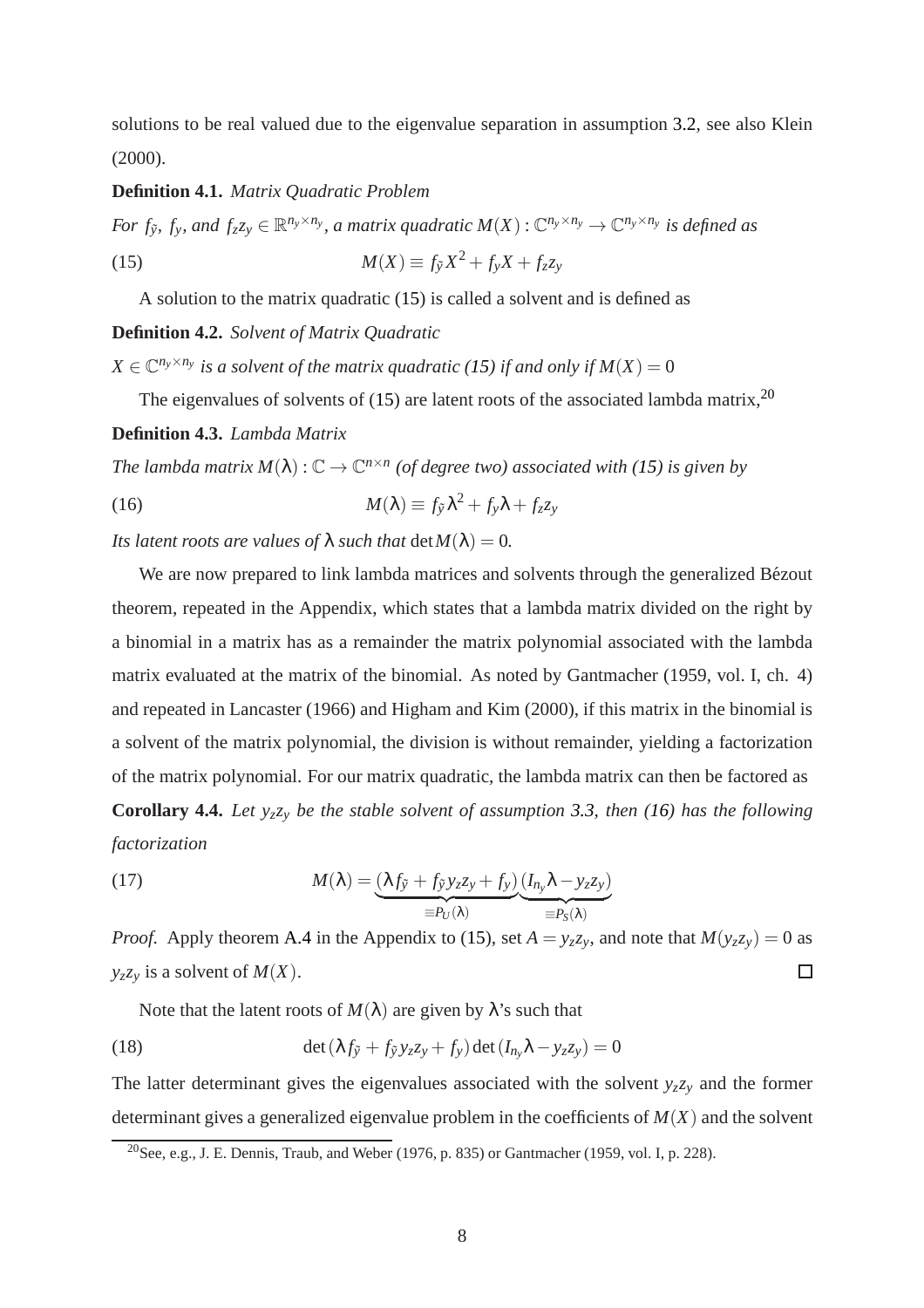solutions to be real valued due to the eigenvalue separation in assumption 3.2, see also Klein (2000).

**Definition 4.1.** *Matrix Quadratic Problem*

*For $f_{\tilde{y}}$, $f_y$, and $f_z z_y \in \mathbb{R}^{n_y \times n_y}$, a matrix quadratic $M(X) : \mathbb{C}^{n_y \times n_y} \to \mathbb{C}^{n_y \times n_y}$ is defined as*

$$M(X) \equiv f_{\tilde{y}} X^2 + f_y X + f_z z_y \tag{15}$$

A solution to the matrix quadratic (15) is called a solvent and is defined as

**Definition 4.2.** *Solvent of Matrix Quadratic*

*$X \in \mathbb{C}^{n_y \times n_y}$ is a solvent of the matrix quadratic (15) if and only if $M(X) = 0$*

The eigenvalues of solvents of (15) are latent roots of the associated lambda matrix,[20]

**Definition 4.3.** *Lambda Matrix*

*The lambda matrix $M(\lambda) : \mathbb{C} \to \mathbb{C}^{n \times n}$ (of degree two) associated with (15) is given by*

$$M(\lambda) \equiv f_{\tilde{y}} \lambda^2 + f_y \lambda + f_z z_y \tag{16}$$

*Its latent roots are values of $\lambda$ such that $\det M(\lambda) = 0$.*

We are now prepared to link lambda matrices and solvents through the generalized Bézout theorem, repeated in the Appendix, which states that a lambda matrix divided on the right by a binomial in a matrix has as a remainder the matrix polynomial associated with the lambda matrix evaluated at the matrix of the binomial. As noted by Gantmacher (1959, vol. I, ch. 4) and repeated in Lancaster (1966) and Higham and Kim (2000), if this matrix in the binomial is a solvent of the matrix polynomial, the division is without remainder, yielding a factorization of the matrix polynomial. For our matrix quadratic, the lambda matrix can then be factored as

**Corollary 4.4.** *Let $y_z z_y$ be the stable solvent of assumption 3.3, then (16) has the following factorization*

$$M(\lambda) = \underbrace{\left(\lambda f_{\tilde{y}} + f_{\tilde{y}} y_z z_y + f_y\right)}_{\equiv P_U(\lambda)} \underbrace{\left(I_{n_y} \lambda - y_z z_y\right)}_{\equiv P_S(\lambda)} \tag{17}$$

*Proof.* Apply theorem A.4 in the Appendix to (15), set $A = y_z z_y$, and note that $M(y_z z_y) = 0$ as $y_z z_y$ is a solvent of $M(X)$. □

Note that the latent roots of $M(\lambda)$ are given by $\lambda$'s such that

$$\det\left(\lambda f_{\tilde{y}} + f_{\tilde{y}} y_z z_y + f_y\right) \det\left(I_{n_y} \lambda - y_z z_y\right) = 0 \tag{18}$$

The latter determinant gives the eigenvalues associated with the solvent $y_z z_y$ and the former determinant gives a generalized eigenvalue problem in the coefficients of $M(X)$ and the solvent

[20] See, e.g., J. E. Dennis, Traub, and Weber (1976, p. 835) or Gantmacher (1959, vol. I, p. 228).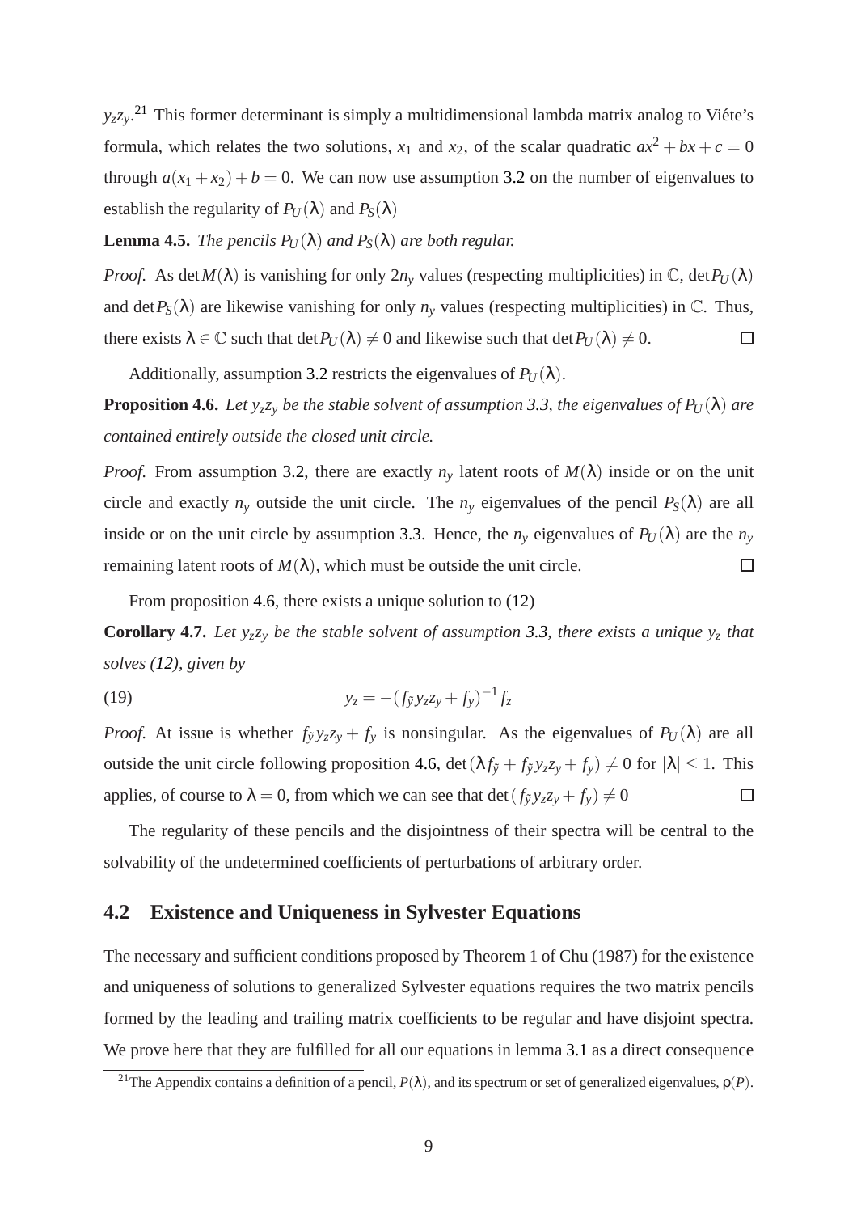$y_z z_y$.[21] This former determinant is simply a multidimensional lambda matrix analog to Viéte's formula, which relates the two solutions, $x_1$ and $x_2$, of the scalar quadratic $ax^2+bx+c=0$ through $a(x_1+x_2)+b=0$. We can now use assumption 3.2 on the number of eigenvalues to establish the regularity of $P_U(\lambda)$ and $P_S(\lambda)$

**Lemma 4.5.** *The pencils $P_U(\lambda)$ and $P_S(\lambda)$ are both regular.*

*Proof.* As $\det M(\lambda)$ is vanishing for only $2n_y$ values (respecting multiplicities) in $\mathbb{C}$, $\det P_U(\lambda)$ and $\det P_S(\lambda)$ are likewise vanishing for only $n_y$ values (respecting multiplicities) in $\mathbb{C}$. Thus, there exists $\lambda \in \mathbb{C}$ such that $\det P_U(\lambda) \neq 0$ and likewise such that $\det P_U(\lambda) \neq 0$. □

Additionally, assumption 3.2 restricts the eigenvalues of $P_U(\lambda)$.

**Proposition 4.6.** *Let $y_z z_y$ be the stable solvent of assumption 3.3, the eigenvalues of $P_U(\lambda)$ are contained entirely outside the closed unit circle.*

*Proof.* From assumption 3.2, there are exactly $n_y$ latent roots of $M(\lambda)$ inside or on the unit circle and exactly $n_y$ outside the unit circle. The $n_y$ eigenvalues of the pencil $P_S(\lambda)$ are all inside or on the unit circle by assumption 3.3. Hence, the $n_y$ eigenvalues of $P_U(\lambda)$ are the $n_y$ remaining latent roots of $M(\lambda)$, which must be outside the unit circle. □

From proposition 4.6, there exists a unique solution to (12)

**Corollary 4.7.** *Let $y_z z_y$ be the stable solvent of assumption 3.3, there exists a unique $y_z$ that solves (12), given by*

$$y_z = -(f_{\tilde{y}} y_z z_y + f_y)^{-1} f_z \tag{19}$$

*Proof.* At issue is whether $f_{\tilde{y}} y_z z_y + f_y$ is nonsingular. As the eigenvalues of $P_U(\lambda)$ are all outside the unit circle following proposition 4.6, $\det(\lambda f_{\tilde{y}} + f_{\tilde{y}} y_z z_y + f_y) \neq 0$ for $|\lambda| \leq 1$. This applies, of course to $\lambda = 0$, from which we can see that $\det(f_{\tilde{y}} y_z z_y + f_y) \neq 0$ □

The regularity of these pencils and the disjointness of their spectra will be central to the solvability of the undetermined coefficients of perturbations of arbitrary order.

## 4.2 Existence and Uniqueness in Sylvester Equations

The necessary and sufficient conditions proposed by Theorem 1 of Chu (1987) for the existence and uniqueness of solutions to generalized Sylvester equations requires the two matrix pencils formed by the leading and trailing matrix coefficients to be regular and have disjoint spectra. We prove here that they are fulfilled for all our equations in lemma 3.1 as a direct consequence

[21] The Appendix contains a definition of a pencil, $P(\lambda)$, and its spectrum or set of generalized eigenvalues, $\rho(P)$.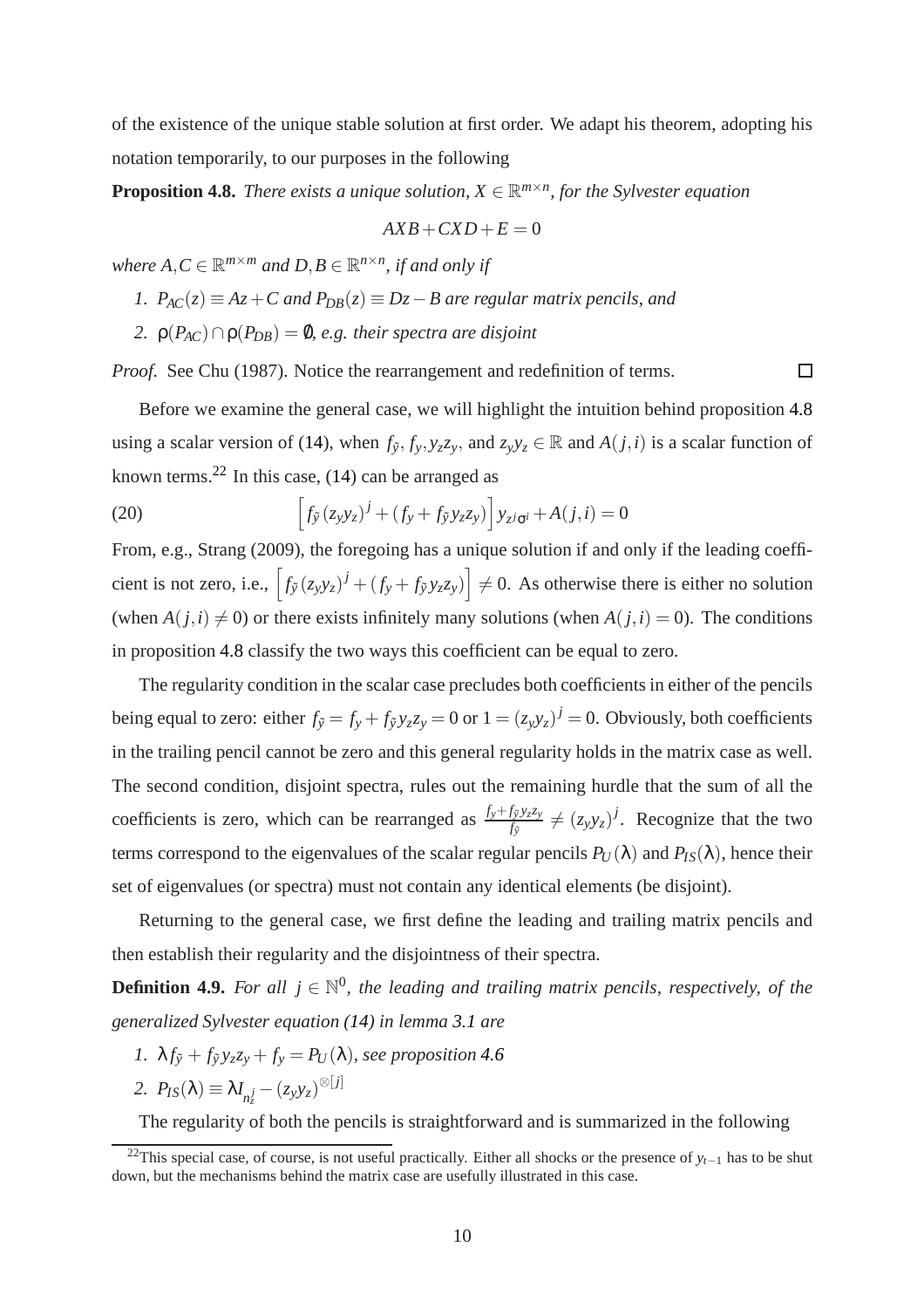of the existence of the unique stable solution at first order. We adapt his theorem, adopting his notation temporarily, to our purposes in the following

**Proposition 4.8.** *There exists a unique solution, $X \in \mathbb{R}^{m\times n}$, for the Sylvester equation*

$$AXB + CXD + E = 0$$

*where $A, C \in \mathbb{R}^{m\times m}$ and $D, B \in \mathbb{R}^{n\times n}$, if and only if*

1. *$P_{AC}(z) \equiv Az + C$ and $P_{DB}(z) \equiv Dz - B$ are regular matrix pencils, and*
2. *$\rho(P_{AC}) \cap \rho(P_{DB}) = \emptyset$, e.g. their spectra are disjoint*

*Proof.* See Chu (1987). Notice the rearrangement and redefinition of terms. □

Before we examine the general case, we will highlight the intuition behind proposition 4.8 using a scalar version of (14), when $f_{\tilde{y}}, f_y, y_z z_y$, and $z_y y_z \in \mathbb{R}$ and $A(j,i)$ is a scalar function of known terms.[22] In this case, (14) can be arranged as

$$\left[f_{\tilde{y}}\,(z_y y_z)^j + (f_y + f_{\tilde{y}}\, y_z z_y)\right] y_{z^j \sigma^i} + A(j,i) = 0 \tag{20}$$

From, e.g., Strang (2009), the foregoing has a unique solution if and only if the leading coefficient is not zero, i.e., $\left[f_{\tilde{y}}\,(z_y y_z)^j + (f_y + f_{\tilde{y}}\, y_z z_y)\right] \neq 0$. As otherwise there is either no solution (when $A(j,i) \neq 0$) or there exists infinitely many solutions (when $A(j,i) = 0$). The conditions in proposition 4.8 classify the two ways this coefficient can be equal to zero.

The regularity condition in the scalar case precludes both coefficients in either of the pencils being equal to zero: either $f_{\tilde{y}} = f_y + f_{\tilde{y}}\, y_z z_y = 0$ or $1 = (z_y y_z)^j = 0$. Obviously, both coefficients in the trailing pencil cannot be zero and this general regularity holds in the matrix case as well. The second condition, disjoint spectra, rules out the remaining hurdle that the sum of all the coefficients is zero, which can be rearranged as $\frac{f_y + f_{\tilde{y}} y_z z_y}{f_{\tilde{y}}} \neq (z_y y_z)^j$. Recognize that the two terms correspond to the eigenvalues of the scalar regular pencils $P_U(\lambda)$ and $P_{IS}(\lambda)$, hence their set of eigenvalues (or spectra) must not contain any identical elements (be disjoint).

Returning to the general case, we first define the leading and trailing matrix pencils and then establish their regularity and the disjointness of their spectra.

**Definition 4.9.** *For all $j \in \mathbb{N}^0$, the leading and trailing matrix pencils, respectively, of the generalized Sylvester equation (14) in lemma 3.1 are*

1. *$\lambda f_{\tilde{y}} + f_{\tilde{y}}\, y_z z_y + f_y = P_U(\lambda)$, see proposition 4.6*
2. *$P_{IS}(\lambda) \equiv \lambda I_{n_z^j} - (z_y y_z)^{\otimes[j]}$*

The regularity of both the pencils is straightforward and is summarized in the following

[22] This special case, of course, is not useful practically. Either all shocks or the presence of $y_{t-1}$ has to be shut down, but the mechanisms behind the matrix case are usefully illustrated in this case.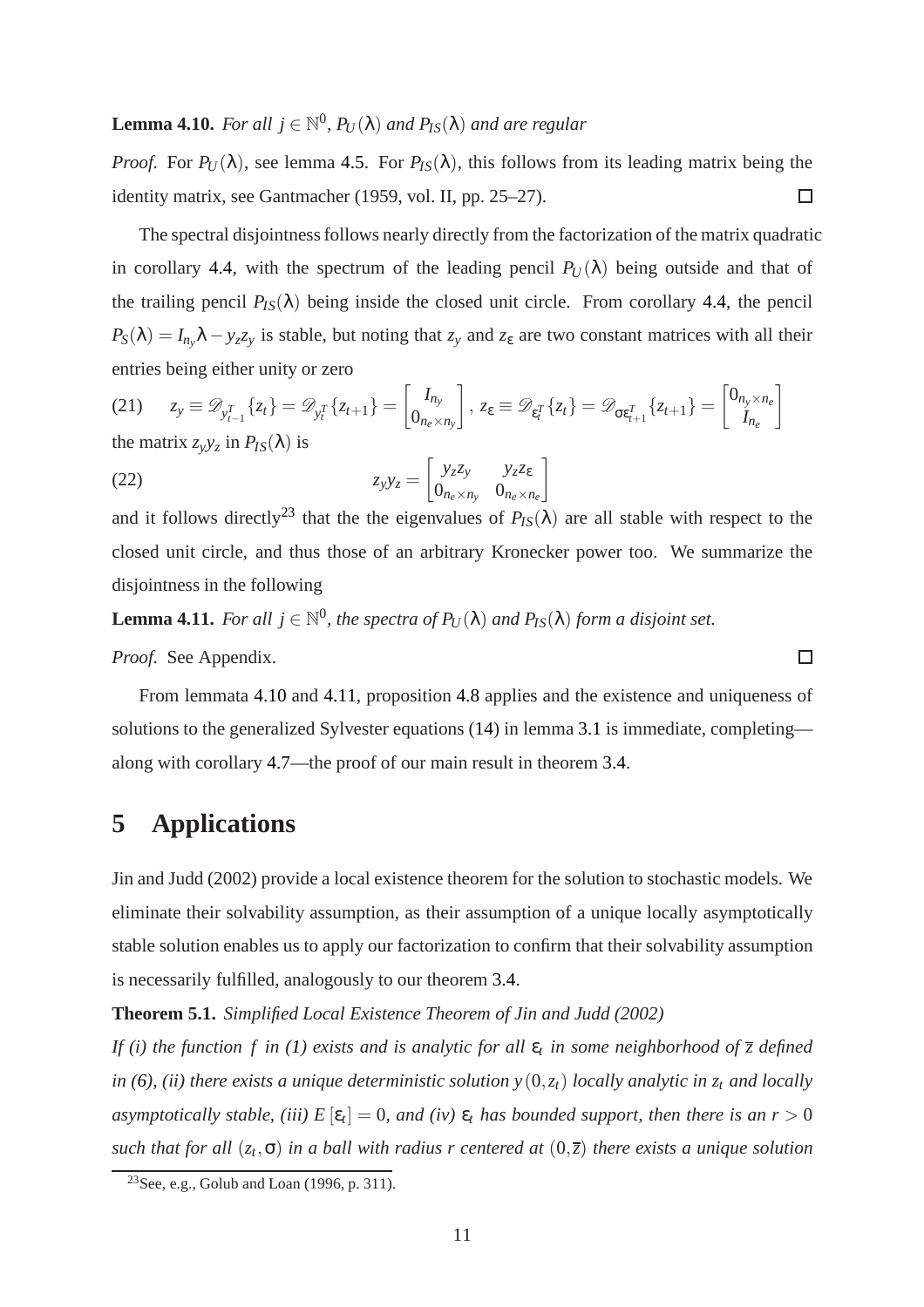**Lemma 4.10.** *For all $j \in \mathbb{N}^0$, $P_U(\lambda)$ and $P_{IS}(\lambda)$ and are regular*

*Proof.* For $P_U(\lambda)$, see lemma 4.5. For $P_{IS}(\lambda)$, this follows from its leading matrix being the identity matrix, see Gantmacher (1959, vol. II, pp. 25–27). □

The spectral disjointness follows nearly directly from the factorization of the matrix quadratic in corollary 4.4, with the spectrum of the leading pencil $P_U(\lambda)$ being outside and that of the trailing pencil $P_{IS}(\lambda)$ being inside the closed unit circle. From corollary 4.4, the pencil $P_S(\lambda) = I_{n_y}\lambda - y_z z_y$ is stable, but noting that $z_y$ and $z_\varepsilon$ are two constant matrices with all their entries being either unity or zero

$$z_y \equiv \mathscr{D}_{y_{t-1}^T}\{z_t\} = \mathscr{D}_{y_t^T}\{z_{t+1}\} = \begin{bmatrix} I_{n_y} \\ 0_{n_e \times n_y} \end{bmatrix}, \; z_\varepsilon \equiv \mathscr{D}_{\varepsilon_t^T}\{z_t\} = \mathscr{D}_{\sigma\varepsilon_{t+1}^T}\{z_{t+1}\} = \begin{bmatrix} 0_{n_y \times n_e} \\ I_{n_e} \end{bmatrix} \tag{21}$$

the matrix $z_y y_z$ in $P_{IS}(\lambda)$ is

$$z_y y_z = \begin{bmatrix} y_z z_y & y_z z_\varepsilon \\ 0_{n_e \times n_y} & 0_{n_e \times n_e} \end{bmatrix} \tag{22}$$

and it follows directly[23] that the the eigenvalues of $P_{IS}(\lambda)$ are all stable with respect to the closed unit circle, and thus those of an arbitrary Kronecker power too. We summarize the disjointness in the following

**Lemma 4.11.** *For all $j \in \mathbb{N}^0$, the spectra of $P_U(\lambda)$ and $P_{IS}(\lambda)$ form a disjoint set.*

*Proof.* See Appendix. □

From lemmata 4.10 and 4.11, proposition 4.8 applies and the existence and uniqueness of solutions to the generalized Sylvester equations (14) in lemma 3.1 is immediate, completing—along with corollary 4.7—the proof of our main result in theorem 3.4.

# 5 Applications

Jin and Judd (2002) provide a local existence theorem for the solution to stochastic models. We eliminate their solvability assumption, as their assumption of a unique locally asymptotically stable solution enables us to apply our factorization to confirm that their solvability assumption is necessarily fulfilled, analogously to our theorem 3.4.

**Theorem 5.1.** *Simplified Local Existence Theorem of Jin and Judd (2002)*

*If (i) the function $f$ in (1) exists and is analytic for all $\varepsilon_t$ in some neighborhood of $\bar{z}$ defined in (6), (ii) there exists a unique deterministic solution $y(0, z_t)$ locally analytic in $z_t$ and locally asymptotically stable, (iii) $E[\varepsilon_t] = 0$, and (iv) $\varepsilon_t$ has bounded support, then there is an $r > 0$ such that for all $(z_t, \sigma)$ in a ball with radius $r$ centered at $(0, \bar{z})$ there exists a unique solution*

[23] See, e.g., Golub and Loan (1996, p. 311).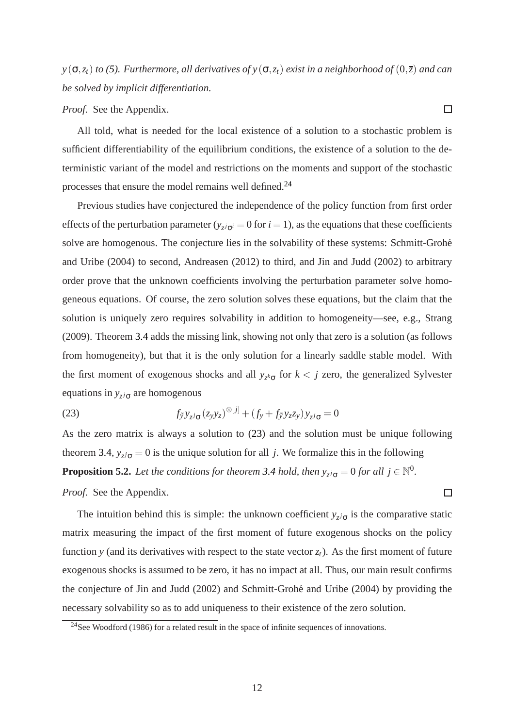*$y(\sigma, z_t)$ to (5). Furthermore, all derivatives of $y(\sigma, z_t)$ exist in a neighborhood of $(0, \overline{z})$ and can be solved by implicit differentiation.*

*Proof.* See the Appendix. □

All told, what is needed for the local existence of a solution to a stochastic problem is sufficient differentiability of the equilibrium conditions, the existence of a solution to the deterministic variant of the model and restrictions on the moments and support of the stochastic processes that ensure the model remains well defined.[24]

Previous studies have conjectured the independence of the policy function from first order effects of the perturbation parameter ($y_{z^j\sigma^i} = 0$ for $i = 1$), as the equations that these coefficients solve are homogenous. The conjecture lies in the solvability of these systems: Schmitt-Grohé and Uribe (2004) to second, Andreasen (2012) to third, and Jin and Judd (2002) to arbitrary order prove that the unknown coefficients involving the perturbation parameter solve homogeneous equations. Of course, the zero solution solves these equations, but the claim that the solution is uniquely zero requires solvability in addition to homogeneity—see, e.g., Strang (2009). Theorem 3.4 adds the missing link, showing not only that zero is a solution (as follows from homogeneity), but that it is the only solution for a linearly saddle stable model. With the first moment of exogenous shocks and all $y_{z^k\sigma}$ for $k < j$ zero, the generalized Sylvester equations in $y_{z^j\sigma}$ are homogenous

$$f_{\tilde{y}} y_{z^j\sigma} (z_y y_z)^{\otimes[j]} + (f_y + f_{\tilde{y}} y_z z_y) y_{z^j\sigma} = 0 \tag{23}$$

As the zero matrix is always a solution to (23) and the solution must be unique following theorem 3.4, $y_{z^j\sigma} = 0$ is the unique solution for all $j$. We formalize this in the following

**Proposition 5.2.** *Let the conditions for theorem 3.4 hold, then $y_{z^j\sigma} = 0$ for all $j \in \mathbb{N}^0$.*

*Proof.* See the Appendix. □

The intuition behind this is simple: the unknown coefficient $y_{z^j\sigma}$ is the comparative static matrix measuring the impact of the first moment of future exogenous shocks on the policy function $y$ (and its derivatives with respect to the state vector $z_t$). As the first moment of future exogenous shocks is assumed to be zero, it has no impact at all. Thus, our main result confirms the conjecture of Jin and Judd (2002) and Schmitt-Grohé and Uribe (2004) by providing the necessary solvability so as to add uniqueness to their existence of the zero solution.

[24] See Woodford (1986) for a related result in the space of infinite sequences of innovations.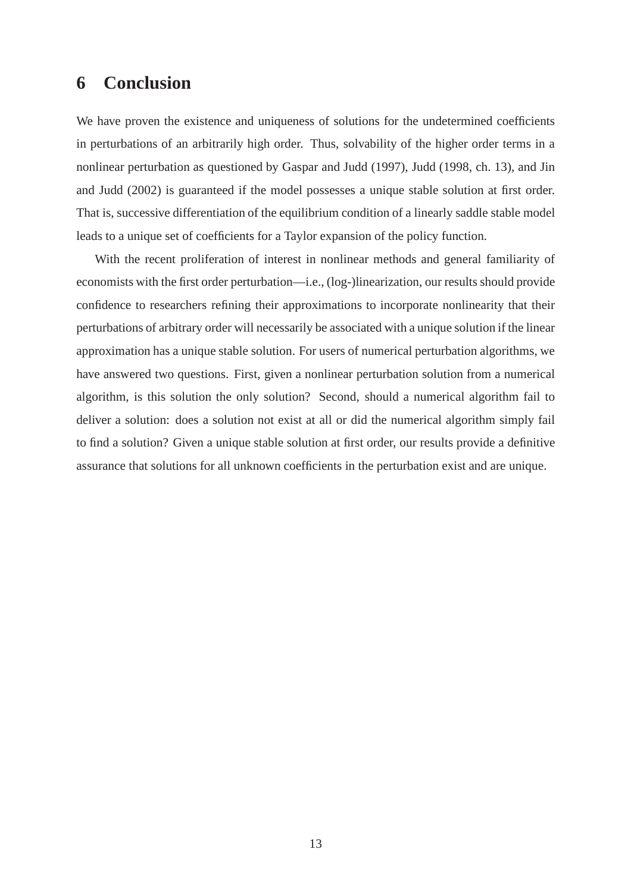## 6 Conclusion

We have proven the existence and uniqueness of solutions for the undetermined coefficients in perturbations of an arbitrarily high order. Thus, solvability of the higher order terms in a nonlinear perturbation as questioned by Gaspar and Judd (1997), Judd (1998, ch. 13), and Jin and Judd (2002) is guaranteed if the model possesses a unique stable solution at first order. That is, successive differentiation of the equilibrium condition of a linearly saddle stable model leads to a unique set of coefficients for a Taylor expansion of the policy function.

With the recent proliferation of interest in nonlinear methods and general familiarity of economists with the first order perturbation—i.e., (log-)linearization, our results should provide confidence to researchers refining their approximations to incorporate nonlinearity that their perturbations of arbitrary order will necessarily be associated with a unique solution if the linear approximation has a unique stable solution. For users of numerical perturbation algorithms, we have answered two questions. First, given a nonlinear perturbation solution from a numerical algorithm, is this solution the only solution? Second, should a numerical algorithm fail to deliver a solution: does a solution not exist at all or did the numerical algorithm simply fail to find a solution? Given a unique stable solution at first order, our results provide a definitive assurance that solutions for all unknown coefficients in the perturbation exist and are unique.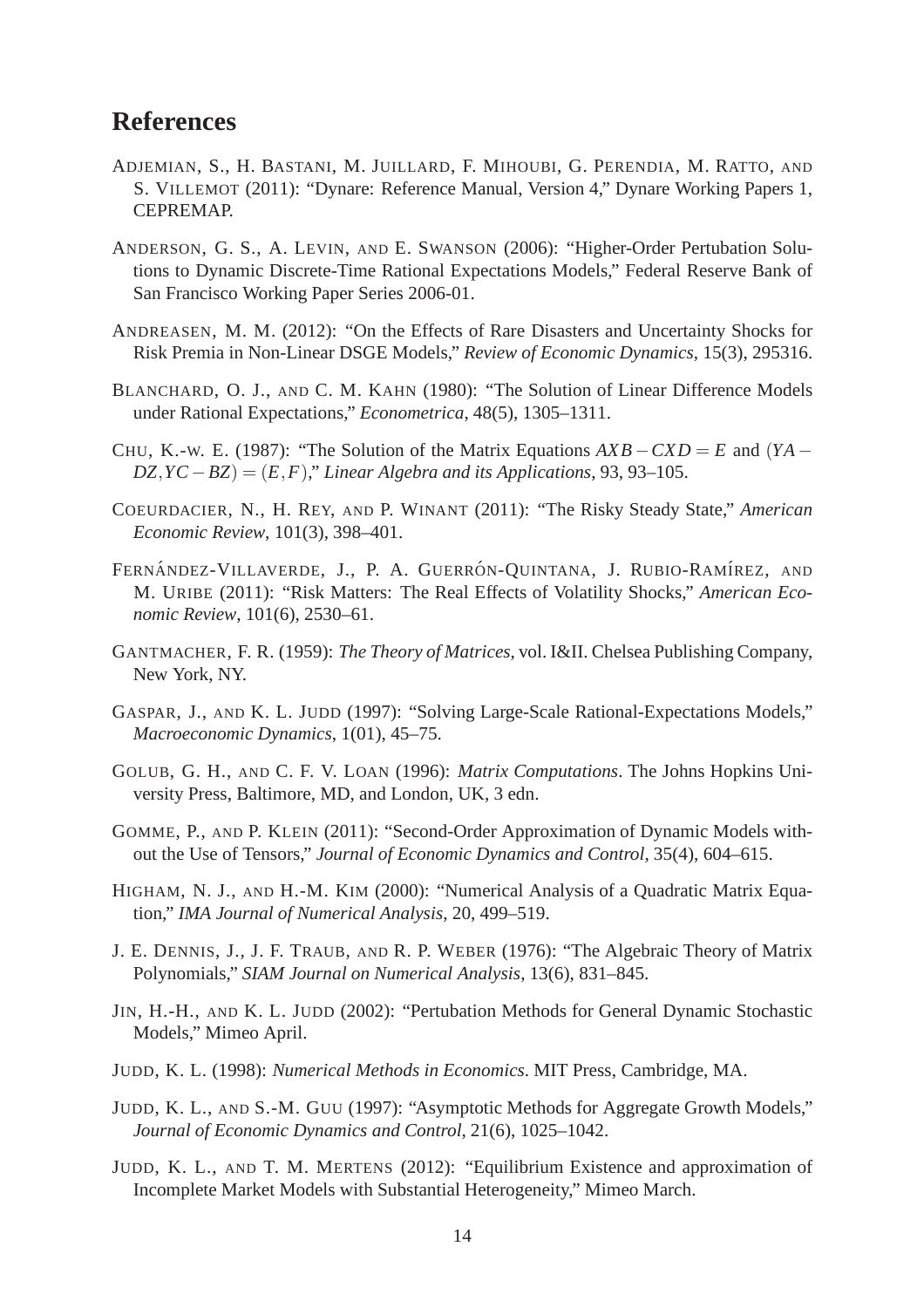# References

Adjemian, S., H. Bastani, M. Juillard, F. Mihoubi, G. Perendia, M. Ratto, and S. Villemot (2011): "Dynare: Reference Manual, Version 4," Dynare Working Papers 1, CEPREMAP.

Anderson, G. S., A. Levin, and E. Swanson (2006): "Higher-Order Pertubation Solutions to Dynamic Discrete-Time Rational Expectations Models," Federal Reserve Bank of San Francisco Working Paper Series 2006-01.

Andreasen, M. M. (2012): "On the Effects of Rare Disasters and Uncertainty Shocks for Risk Premia in Non-Linear DSGE Models," *Review of Economic Dynamics*, 15(3), 295316.

Blanchard, O. J., and C. M. Kahn (1980): "The Solution of Linear Difference Models under Rational Expectations," *Econometrica*, 48(5), 1305–1311.

Chu, K.-w. E. (1987): "The Solution of the Matrix Equations $AXB - CXD = E$ and $(YA - DZ, YC - BZ) = (E, F)$," *Linear Algebra and its Applications*, 93, 93–105.

Coeurdacier, N., H. Rey, and P. Winant (2011): "The Risky Steady State," *American Economic Review*, 101(3), 398–401.

Fernández-Villaverde, J., P. A. Guerrón-Quintana, J. Rubio-Ramírez, and M. Uribe (2011): "Risk Matters: The Real Effects of Volatility Shocks," *American Economic Review*, 101(6), 2530–61.

Gantmacher, F. R. (1959): *The Theory of Matrices*, vol. I&II. Chelsea Publishing Company, New York, NY.

Gaspar, J., and K. L. Judd (1997): "Solving Large-Scale Rational-Expectations Models," *Macroeconomic Dynamics*, 1(01), 45–75.

Golub, G. H., and C. F. V. Loan (1996): *Matrix Computations*. The Johns Hopkins University Press, Baltimore, MD, and London, UK, 3 edn.

Gomme, P., and P. Klein (2011): "Second-Order Approximation of Dynamic Models without the Use of Tensors," *Journal of Economic Dynamics and Control*, 35(4), 604–615.

Higham, N. J., and H.-M. Kim (2000): "Numerical Analysis of a Quadratic Matrix Equation," *IMA Journal of Numerical Analysis*, 20, 499–519.

J. E. Dennis, J., J. F. Traub, and R. P. Weber (1976): "The Algebraic Theory of Matrix Polynomials," *SIAM Journal on Numerical Analysis*, 13(6), 831–845.

Jin, H.-H., and K. L. Judd (2002): "Pertubation Methods for General Dynamic Stochastic Models," Mimeo April.

Judd, K. L. (1998): *Numerical Methods in Economics*. MIT Press, Cambridge, MA.

Judd, K. L., and S.-M. Guu (1997): "Asymptotic Methods for Aggregate Growth Models," *Journal of Economic Dynamics and Control*, 21(6), 1025–1042.

Judd, K. L., and T. M. Mertens (2012): "Equilibrium Existence and approximation of Incomplete Market Models with Substantial Heterogeneity," Mimeo March.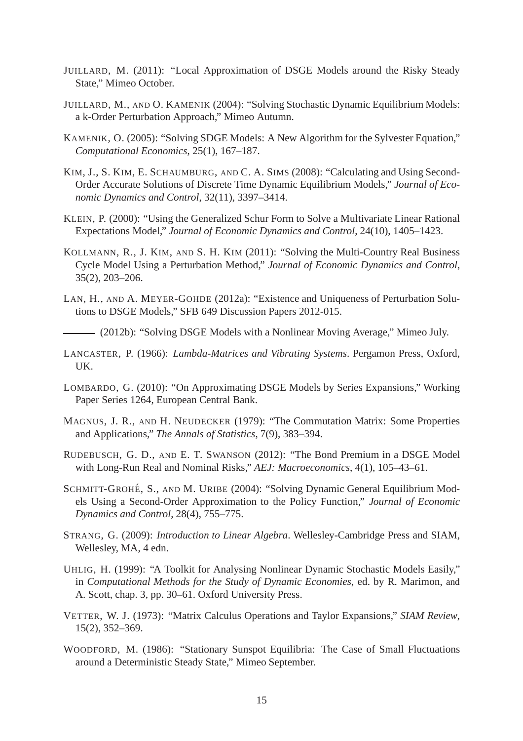JUILLARD, M. (2011): "Local Approximation of DSGE Models around the Risky Steady State," Mimeo October.

JUILLARD, M., AND O. KAMENIK (2004): "Solving Stochastic Dynamic Equilibrium Models: a k-Order Perturbation Approach," Mimeo Autumn.

KAMENIK, O. (2005): "Solving SDGE Models: A New Algorithm for the Sylvester Equation," *Computational Economics*, 25(1), 167–187.

KIM, J., S. KIM, E. SCHAUMBURG, AND C. A. SIMS (2008): "Calculating and Using Second-Order Accurate Solutions of Discrete Time Dynamic Equilibrium Models," *Journal of Economic Dynamics and Control*, 32(11), 3397–3414.

KLEIN, P. (2000): "Using the Generalized Schur Form to Solve a Multivariate Linear Rational Expectations Model," *Journal of Economic Dynamics and Control*, 24(10), 1405–1423.

KOLLMANN, R., J. KIM, AND S. H. KIM (2011): "Solving the Multi-Country Real Business Cycle Model Using a Perturbation Method," *Journal of Economic Dynamics and Control*, 35(2), 203–206.

LAN, H., AND A. MEYER-GOHDE (2012a): "Existence and Uniqueness of Perturbation Solutions to DSGE Models," SFB 649 Discussion Papers 2012-015.

——— (2012b): "Solving DSGE Models with a Nonlinear Moving Average," Mimeo July.

LANCASTER, P. (1966): *Lambda-Matrices and Vibrating Systems*. Pergamon Press, Oxford, UK.

LOMBARDO, G. (2010): "On Approximating DSGE Models by Series Expansions," Working Paper Series 1264, European Central Bank.

MAGNUS, J. R., AND H. NEUDECKER (1979): "The Commutation Matrix: Some Properties and Applications," *The Annals of Statistics*, 7(9), 383–394.

RUDEBUSCH, G. D., AND E. T. SWANSON (2012): "The Bond Premium in a DSGE Model with Long-Run Real and Nominal Risks," *AEJ: Macroeconomics*, 4(1), 105–43–61.

SCHMITT-GROHÉ, S., AND M. URIBE (2004): "Solving Dynamic General Equilibrium Models Using a Second-Order Approximation to the Policy Function," *Journal of Economic Dynamics and Control*, 28(4), 755–775.

STRANG, G. (2009): *Introduction to Linear Algebra*. Wellesley-Cambridge Press and SIAM, Wellesley, MA, 4 edn.

UHLIG, H. (1999): "A Toolkit for Analysing Nonlinear Dynamic Stochastic Models Easily," in *Computational Methods for the Study of Dynamic Economies*, ed. by R. Marimon, and A. Scott, chap. 3, pp. 30–61. Oxford University Press.

VETTER, W. J. (1973): "Matrix Calculus Operations and Taylor Expansions," *SIAM Review*, 15(2), 352–369.

WOODFORD, M. (1986): "Stationary Sunspot Equilibria: The Case of Small Fluctuations around a Deterministic Steady State," Mimeo September.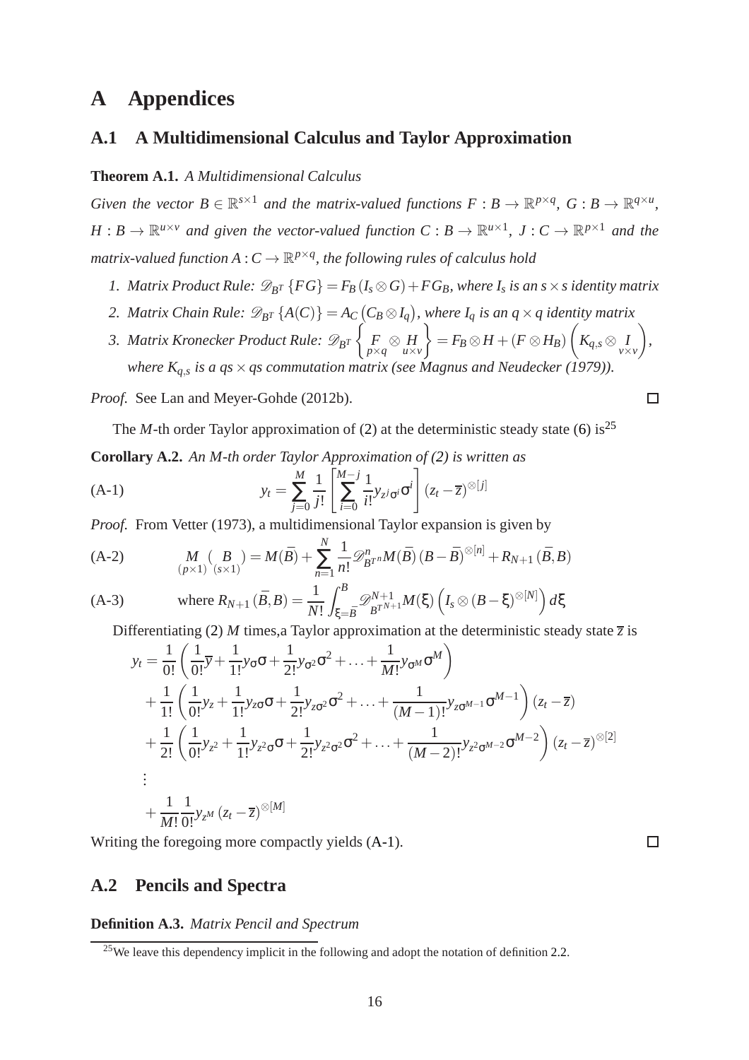# A Appendices

## A.1 A Multidimensional Calculus and Taylor Approximation

**Theorem A.1.** *A Multidimensional Calculus*

*Given the vector $B \in \mathbb{R}^{s\times 1}$ and the matrix-valued functions $F : B \to \mathbb{R}^{p\times q}$, $G : B \to \mathbb{R}^{q\times u}$, $H : B \to \mathbb{R}^{u\times v}$ and given the vector-valued function $C : B \to \mathbb{R}^{u\times 1}$, $J : C \to \mathbb{R}^{p\times 1}$ and the matrix-valued function $A : C \to \mathbb{R}^{p\times q}$, the following rules of calculus hold*

1. *Matrix Product Rule: $\mathscr{D}_{B^T}\{FG\} = F_B(I_s \otimes G) + FG_B$, where $I_s$ is an $s\times s$ identity matrix*
2. *Matrix Chain Rule: $\mathscr{D}_{B^T}\{A(C)\} = A_C\left(C_B \otimes I_q\right)$, where $I_q$ is an $q\times q$ identity matrix*
3. *Matrix Kronecker Product Rule: $\mathscr{D}_{B^T}\left\{\underset{p\times q}{F} \otimes \underset{u\times v}{H}\right\} = F_B \otimes H + (F\otimes H_B)\left(K_{q,s} \otimes \underset{v\times v}{I}\right)$, where $K_{q,s}$ is a $qs\times qs$ commutation matrix (see Magnus and Neudecker (1979)).*

*Proof.* See Lan and Meyer-Gohde (2012b). □

The $M$-th order Taylor approximation of (2) at the deterministic steady state (6) is[25]

**Corollary A.2.** *An M-th order Taylor Approximation of (2) is written as*

$$y_t = \sum_{j=0}^{M} \frac{1}{j!}\left[\sum_{i=0}^{M-j}\frac{1}{i!} y_{z^j\sigma^i}\sigma^i\right](z_t - \overline{z})^{\otimes[j]} \tag{A-1}$$

*Proof.* From Vetter (1973), a multidimensional Taylor expansion is given by

$$\underset{(p\times 1)}{M}(\underset{(s\times 1)}{B}) = M(\bar{B}) + \sum_{n=1}^{N}\frac{1}{n!}\mathscr{D}^n_{B^{T^n}} M(\bar{B})\,(B-\bar{B})^{\otimes[n]} + R_{N+1}(\bar{B},B) \tag{A-2}$$

$$\text{where } R_{N+1}(\bar{B},B) = \frac{1}{N!}\int_{\xi=\bar{B}}^{B} \mathscr{D}^{N+1}_{B^{T^{N+1}}} M(\xi)\left(I_s \otimes (B-\xi)^{\otimes[N]}\right)d\xi \tag{A-3}$$

Differentiating (2) $M$ times,a Taylor approximation at the deterministic steady state $\overline{z}$ is

$$\begin{aligned}
y_t =& \frac{1}{0!}\left(\frac{1}{0!}\overline{y} + \frac{1}{1!}y_\sigma\sigma + \frac{1}{2!}y_{\sigma^2}\sigma^2 + \ldots + \frac{1}{M!}y_{\sigma^M}\sigma^M\right)\\
&+\frac{1}{1!}\left(\frac{1}{0!}y_z + \frac{1}{1!}y_{z\sigma}\sigma + \frac{1}{2!}y_{z\sigma^2}\sigma^2 + \ldots + \frac{1}{(M-1)!}y_{z\sigma^{M-1}}\sigma^{M-1}\right)(z_t-\overline{z})\\
&+\frac{1}{2!}\left(\frac{1}{0!}y_{z^2} + \frac{1}{1!}y_{z^2\sigma}\sigma + \frac{1}{2!}y_{z^2\sigma^2}\sigma^2 + \ldots + \frac{1}{(M-2)!}y_{z^2\sigma^{M-2}}\sigma^{M-2}\right)(z_t-\overline{z})^{\otimes[2]}\\
&\vdots\\
&+\frac{1}{M!}\frac{1}{0!}y_{z^M}(z_t-\overline{z})^{\otimes[M]}
\end{aligned}$$

Writing the foregoing more compactly yields (A-1). □

## A.2 Pencils and Spectra

**Definition A.3.** *Matrix Pencil and Spectrum*

[25] We leave this dependency implicit in the following and adopt the notation of definition 2.2.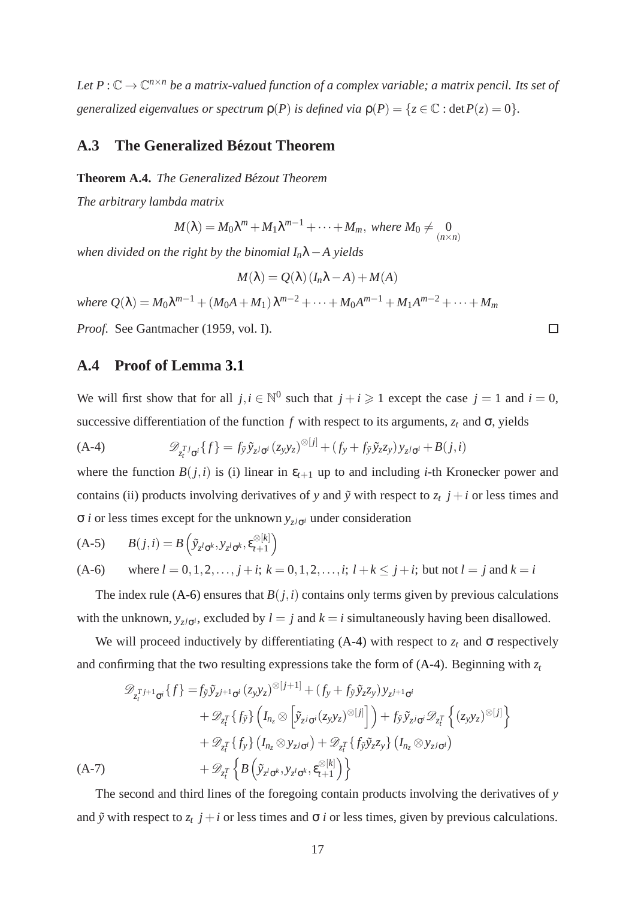*Let $P : \mathbb{C} \to \mathbb{C}^{n\times n}$ be a matrix-valued function of a complex variable; a matrix pencil. Its set of generalized eigenvalues or spectrum $\rho(P)$ is defined via $\rho(P) = \{z \in \mathbb{C} : \det P(z) = 0\}$.*

## A.3 The Generalized Bézout Theorem

**Theorem A.4.** *The Generalized Bézout Theorem*

*The arbitrary lambda matrix*

$$M(\lambda) = M_0\lambda^m + M_1\lambda^{m-1} + \cdots + M_m, \text{ where } M_0 \neq \underset{(n\times n)}{0}$$

*when divided on the right by the binomial $I_n\lambda - A$ yields*

$$M(\lambda) = Q(\lambda)\,(I_n\lambda - A) + M(A)$$

*where $Q(\lambda) = M_0\lambda^{m-1} + (M_0A + M_1)\,\lambda^{m-2} + \cdots + M_0A^{m-1} + M_1A^{m-2} + \cdots + M_m$*

*Proof.* See Gantmacher (1959, vol. I). □

## A.4 Proof of Lemma 3.1

We will first show that for all $j, i \in \mathbb{N}^0$ such that $j + i \geqslant 1$ except the case $j = 1$ and $i = 0$, successive differentiation of the function $f$ with respect to its arguments, $z_t$ and $\sigma$, yields

$$\mathscr{D}_{z_t^{T\,j}\sigma^i}\{f\} = f_{\tilde{y}}\tilde{y}_{z^j\sigma^i}\,(z_y y_z)^{\otimes[j]} + (f_y + f_{\tilde{y}}\tilde{y}_z z_y)\,y_{z^j\sigma^i} + B(j,i) \tag{A-4}$$

where the function $B(j,i)$ is (i) linear in $\varepsilon_{t+1}$ up to and including $i$-th Kronecker power and contains (ii) products involving derivatives of $y$ and $\tilde{y}$ with respect to $z_t$ $j+i$ or less times and $\sigma$ $i$ or less times except for the unknown $y_{z^j\sigma^i}$ under consideration

$$B(j,i) = B\left(\tilde{y}_{z^l\sigma^k}, y_{z^l\sigma^k}, \varepsilon_{t+1}^{\otimes[k]}\right) \tag{A-5}$$

$$\text{where } l = 0,1,2,\ldots,j+i;\ k = 0,1,2,\ldots,i;\ l+k \leq j+i;\ \text{but not } l = j \text{ and } k = i \tag{A-6}$$

The index rule (A-6) ensures that $B(j,i)$ contains only terms given by previous calculations with the unknown, $y_{z^j\sigma^i}$, excluded by $l = j$ and $k = i$ simultaneously having been disallowed.

We will proceed inductively by differentiating (A-4) with respect to $z_t$ and $\sigma$ respectively and confirming that the two resulting expressions take the form of (A-4). Beginning with $z_t$

$$\begin{aligned}
\mathscr{D}_{z_t^{T\,j+1}\sigma^i}\{f\} =& f_{\tilde{y}}\tilde{y}_{z^{j+1}\sigma^i}\,(z_y y_z)^{\otimes[j+1]} + (f_y + f_{\tilde{y}}\tilde{y}_z z_y)\,y_{z^{j+1}\sigma^i} \\
&+ \mathscr{D}_{z_t^T}\{f_{\tilde{y}}\}\left(I_{n_z}\otimes\left[\tilde{y}_{z^j\sigma^i}(z_y y_z)^{\otimes[j]}\right]\right) + f_{\tilde{y}}\tilde{y}_{z^j\sigma^i}\mathscr{D}_{z_t^T}\left\{(z_y y_z)^{\otimes[j]}\right\} \\
&+ \mathscr{D}_{z_t^T}\{f_y\}\left(I_{n_z}\otimes y_{z^j\sigma^i}\right) + \mathscr{D}_{z_t^T}\{f_{\tilde{y}}\tilde{y}_z z_y\}\left(I_{n_z}\otimes y_{z^j\sigma^i}\right) \\
&+ \mathscr{D}_{z_t^T}\left\{B\left(\tilde{y}_{z^l\sigma^k}, y_{z^l\sigma^k}, \varepsilon_{t+1}^{\otimes[k]}\right)\right\}
\end{aligned} \tag{A-7}$$

The second and third lines of the foregoing contain products involving the derivatives of $y$ and $\tilde{y}$ with respect to $z_t$ $j+i$ or less times and $\sigma$ $i$ or less times, given by previous calculations.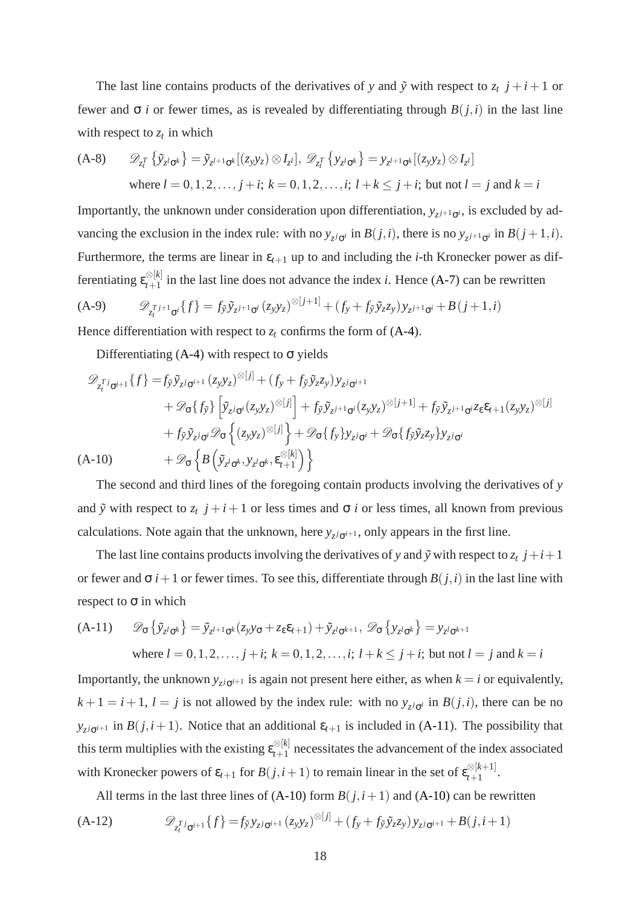The last line contains products of the derivatives of $y$ and $\tilde{y}$ with respect to $z_t$ $j+i+1$ or fewer and $\sigma$ $i$ or fewer times, as is revealed by differentiating through $B(j,i)$ in the last line with respect to $z_t$ in which

$$\text{(A-8)} \qquad \mathscr{D}_{z_t^T}\left\{\tilde{y}_{z^l\sigma^k}\right\} = \tilde{y}_{z^{l+1}\sigma^k}[(z_y y_z)\otimes I_{z^l}],\ \mathscr{D}_{z_t^T}\left\{y_{z^l\sigma^k}\right\} = y_{z^{l+1}\sigma^k}[(z_y y_z)\otimes I_{z^l}]$$

$$\text{where } l=0,1,2,\ldots,j+i;\ k=0,1,2,\ldots,i;\ l+k\leq j+i;\ \text{but not } l=j \text{ and } k=i$$

Importantly, the unknown under consideration upon differentiation, $y_{z^{j+1}\sigma^i}$, is excluded by advancing the exclusion in the index rule: with no $y_{z^j\sigma^i}$ in $B(j,i)$, there is no $y_{z^{j+1}\sigma^i}$ in $B(j+1,i)$. Furthermore, the terms are linear in $\varepsilon_{t+1}$ up to and including the $i$-th Kronecker power as differentiating $\varepsilon_{t+1}^{\otimes[k]}$ in the last line does not advance the index $i$. Hence (A-7) can be rewritten

$$\text{(A-9)} \qquad \mathscr{D}_{z_t^{T\,j+1}\sigma^i}\{f\} = f_{\tilde{y}}\tilde{y}_{z^{j+1}\sigma^i}(z_y y_z)^{\otimes[j+1]} + (f_y + f_{\tilde{y}}\tilde{y}_z z_y)y_{z^{j+1}\sigma^i} + B(j+1,i)$$

Hence differentiation with respect to $z_t$ confirms the form of (A-4).

Differentiating (A-4) with respect to $\sigma$ yields

$$\begin{aligned}
\mathscr{D}_{z_t^{T\,j}\sigma^{i+1}}\{f\} =& f_{\tilde{y}}\tilde{y}_{z^j\sigma^{i+1}}(z_y y_z)^{\otimes[j]} + (f_y + f_{\tilde{y}}\tilde{y}_z z_y)y_{z^j\sigma^{i+1}} \\
&+ \mathscr{D}_\sigma\{f_{\tilde{y}}\}\left[\tilde{y}_{z^j\sigma^i}(z_y y_z)^{\otimes[j]}\right] + f_{\tilde{y}}\tilde{y}_{z^{j+1}\sigma^i}(z_y y_z)^{\otimes[j+1]} + f_{\tilde{y}}\tilde{y}_{z^{j+1}\sigma^i}z_\varepsilon\varepsilon_{t+1}(z_y y_z)^{\otimes[j]} \\
&+ f_{\tilde{y}}\tilde{y}_{z^j\sigma^i}\mathscr{D}_\sigma\left\{(z_y y_z)^{\otimes[j]}\right\} + \mathscr{D}_\sigma\{f_y\}y_{z^j\sigma^i} + \mathscr{D}_\sigma\{f_{\tilde{y}}\tilde{y}_z z_y\}y_{z^j\sigma^i} \\
\text{(A-10)} \qquad &+ \mathscr{D}_\sigma\left\{B\left(\tilde{y}_{z^l\sigma^k}, y_{z^l\sigma^k}, \varepsilon_{t+1}^{\otimes[k]}\right)\right\}
\end{aligned}$$

The second and third lines of the foregoing contain products involving the derivatives of $y$ and $\tilde{y}$ with respect to $z_t$ $j+i+1$ or less times and $\sigma$ $i$ or less times, all known from previous calculations. Note again that the unknown, here $y_{z^j\sigma^{i+1}}$, only appears in the first line.

The last line contains products involving the derivatives of $y$ and $\tilde{y}$ with respect to $z_t$ $j+i+1$ or fewer and $\sigma$ $i+1$ or fewer times. To see this, differentiate through $B(j,i)$ in the last line with respect to $\sigma$ in which

$$\text{(A-11)} \qquad \mathscr{D}_\sigma\left\{\tilde{y}_{z^l\sigma^k}\right\} = \tilde{y}_{z^{l+1}\sigma^k}(z_y y_\sigma + z_\varepsilon\varepsilon_{t+1}) + \tilde{y}_{z^l\sigma^{k+1}},\ \mathscr{D}_\sigma\left\{y_{z^l\sigma^k}\right\} = y_{z^l\sigma^{k+1}}$$

$$\text{where } l=0,1,2,\ldots,j+i;\ k=0,1,2,\ldots,i;\ l+k\leq j+i;\ \text{but not } l=j \text{ and } k=i$$

Importantly, the unknown $y_{z^j\sigma^{i+1}}$ is again not present here either, as when $k=i$ or equivalently, $k+1=i+1$, $l=j$ is not allowed by the index rule: with no $y_{z^j\sigma^i}$ in $B(j,i)$, there can be no $y_{z^j\sigma^{i+1}}$ in $B(j,i+1)$. Notice that an additional $\varepsilon_{t+1}$ is included in (A-11). The possibility that this term multiplies with the existing $\varepsilon_{t+1}^{\otimes[k]}$ necessitates the advancement of the index associated with Kronecker powers of $\varepsilon_{t+1}$ for $B(j,i+1)$ to remain linear in the set of $\varepsilon_{t+1}^{\otimes[k+1]}$.

All terms in the last three lines of (A-10) form $B(j,i+1)$ and (A-10) can be rewritten

$$\text{(A-12)} \qquad \mathscr{D}_{z_t^{T\,j}\sigma^{i+1}}\{f\} = f_{\tilde{y}}y_{z^j\sigma^{i+1}}(z_y y_z)^{\otimes[j]} + (f_y + f_{\tilde{y}}\tilde{y}_z z_y)y_{z^j\sigma^{i+1}} + B(j,i+1)$$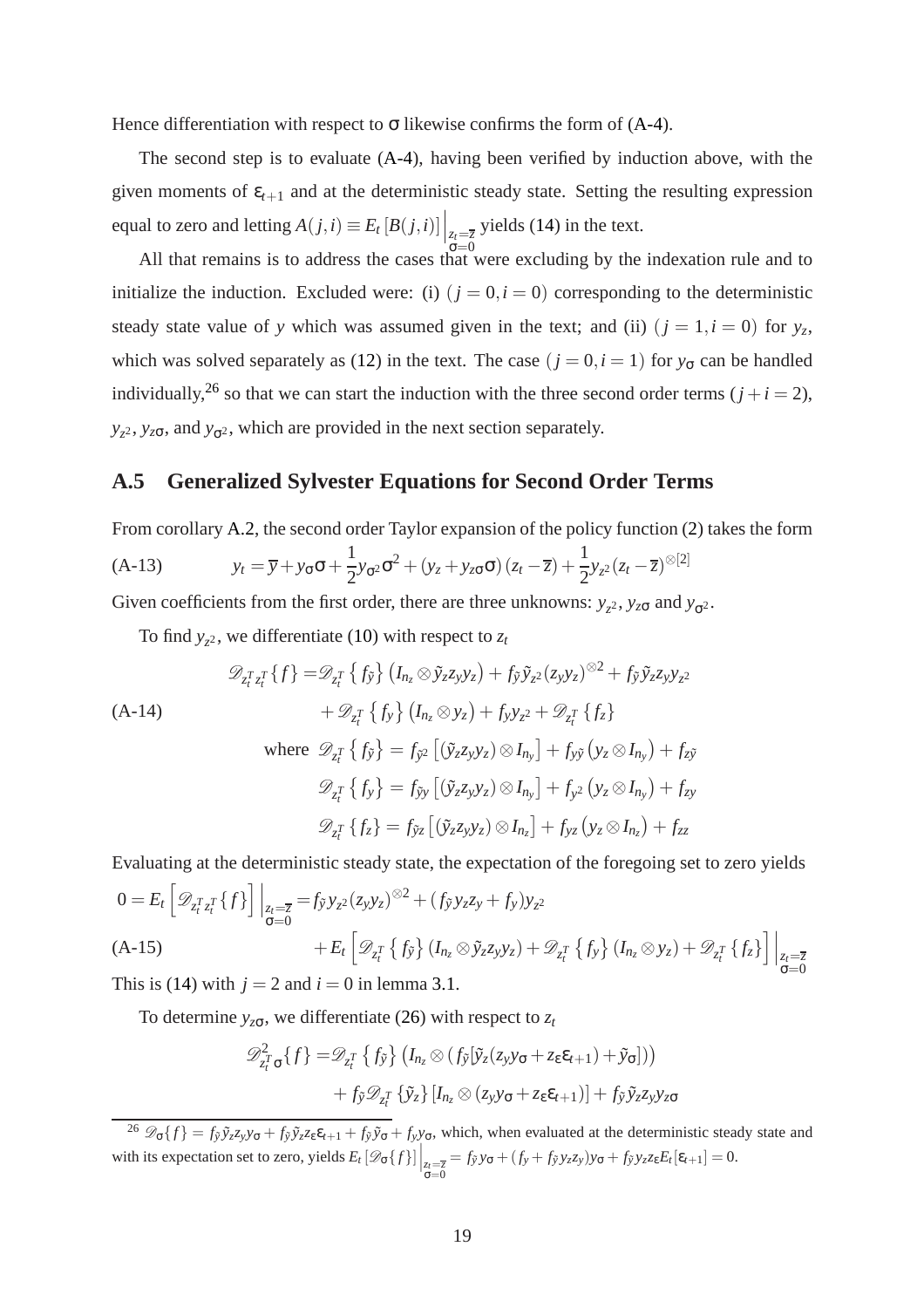Hence differentiation with respect to $\sigma$ likewise confirms the form of (A-4).

The second step is to evaluate (A-4), having been verified by induction above, with the given moments of $\varepsilon_{t+1}$ and at the deterministic steady state. Setting the resulting expression equal to zero and letting $A(j,i) \equiv E_t\left[B(j,i)\right]\Big|_{\substack{z_t=\overline{z}\\ \sigma=0}}$ yields (14) in the text.

All that remains is to address the cases that were excluding by the indexation rule and to initialize the induction. Excluded were: (i) $(j=0, i=0)$ corresponding to the deterministic steady state value of $y$ which was assumed given in the text; and (ii) $(j=1, i=0)$ for $y_z$, which was solved separately as (12) in the text. The case $(j=0, i=1)$ for $y_\sigma$ can be handled individually,[26] so that we can start the induction with the three second order terms $(j+i=2)$, $y_{z^2}$, $y_{z\sigma}$, and $y_{\sigma^2}$, which are provided in the next section separately.

## A.5 Generalized Sylvester Equations for Second Order Terms

From corollary A.2, the second order Taylor expansion of the policy function (2) takes the form

$$y_t = \overline{y} + y_\sigma \sigma + \frac{1}{2} y_{\sigma^2}\sigma^2 + (y_z + y_{z\sigma}\sigma)(z_t - \overline{z}) + \frac{1}{2} y_{z^2}(z_t - \overline{z})^{\otimes[2]} \tag{A-13}$$

Given coefficients from the first order, there are three unknowns: $y_{z^2}$, $y_{z\sigma}$ and $y_{\sigma^2}$.

To find $y_{z^2}$, we differentiate (10) with respect to $z_t$

$$\begin{aligned}
\mathscr{D}_{z_t^T z_t^T}\{f\} =& \mathscr{D}_{z_t^T}\left\{f_{\tilde{y}}\right\}\left(I_{n_z} \otimes \tilde{y}_z z_y y_z\right) + f_{\tilde{y}} \tilde{y}_{z^2}(z_y y_z)^{\otimes 2} + f_{\tilde{y}} \tilde{y}_z z_y y_{z^2} \\
& + \mathscr{D}_{z_t^T}\left\{f_y\right\}\left(I_{n_z} \otimes y_z\right) + f_y y_{z^2} + \mathscr{D}_{z_t^T}\left\{f_z\right\} \\
\text{where } \ & \mathscr{D}_{z_t^T}\left\{f_{\tilde{y}}\right\} = f_{\tilde{y}^2}\left[(\tilde{y}_z z_y y_z) \otimes I_{n_y}\right] + f_{y\tilde{y}}\left(y_z \otimes I_{n_y}\right) + f_{z\tilde{y}} \\
& \mathscr{D}_{z_t^T}\left\{f_y\right\} = f_{\tilde{y}y}\left[(\tilde{y}_z z_y y_z) \otimes I_{n_y}\right] + f_{y^2}\left(y_z \otimes I_{n_y}\right) + f_{zy} \\
& \mathscr{D}_{z_t^T}\left\{f_z\right\} = f_{\tilde{y}z}\left[(\tilde{y}_z z_y y_z) \otimes I_{n_z}\right] + f_{yz}\left(y_z \otimes I_{n_z}\right) + f_{zz}
\end{aligned} \tag{A-14}$$

Evaluating at the deterministic steady state, the expectation of the foregoing set to zero yields

$$\begin{aligned}
0 = E_t\left[\mathscr{D}_{z_t^T z_t^T}\{f\}\right]\Big|_{\substack{z_t=\overline{z}\\ \sigma=0}} =& f_{\tilde{y}} y_{z^2}(z_y y_z)^{\otimes 2} + (f_{\tilde{y}} y_z z_y + f_y) y_{z^2} \\
& + E_t\left[\mathscr{D}_{z_t^T}\left\{f_{\tilde{y}}\right\}(I_{n_z} \otimes \tilde{y}_z z_y y_z) + \mathscr{D}_{z_t^T}\left\{f_y\right\}(I_{n_z} \otimes y_z) + \mathscr{D}_{z_t^T}\left\{f_z\right\}\right]\Big|_{\substack{z_t=\overline{z}\\ \sigma=0}}
\end{aligned} \tag{A-15}$$

This is (14) with $j=2$ and $i=0$ in lemma 3.1.

To determine $y_{z\sigma}$, we differentiate (26) with respect to $z_t$

$$\begin{aligned}
\mathscr{D}^2_{z_t^T \sigma}\{f\} =& \mathscr{D}_{z_t^T}\left\{f_{\tilde{y}}\right\}\left(I_{n_z} \otimes \left(f_{\tilde{y}}[\tilde{y}_z(z_y y_\sigma + z_\varepsilon \varepsilon_{t+1}) + \tilde{y}_\sigma]\right)\right) \\
& + f_{\tilde{y}} \mathscr{D}_{z_t^T}\left\{\tilde{y}_z\right\}\left[I_{n_z} \otimes (z_y y_\sigma + z_\varepsilon \varepsilon_{t+1})\right] + f_{\tilde{y}} \tilde{y}_z z_y y_{z\sigma}
\end{aligned}$$

[26] $\mathscr{D}_\sigma\{f\} = f_{\tilde{y}} \tilde{y}_z z_y y_\sigma + f_{\tilde{y}} \tilde{y}_z z_\varepsilon \varepsilon_{t+1} + f_{\tilde{y}} \tilde{y}_\sigma + f_y y_\sigma$, which, when evaluated at the deterministic steady state and with its expectation set to zero, yields $E_t\left[\mathscr{D}_\sigma\{f\}\right]\Big|_{\substack{z_t=\overline{z}\\ \sigma=0}} = f_{\tilde{y}} y_\sigma + (f_y + f_{\tilde{y}} y_z z_y) y_\sigma + f_{\tilde{y}} y_z z_\varepsilon E_t[\varepsilon_{t+1}] = 0$.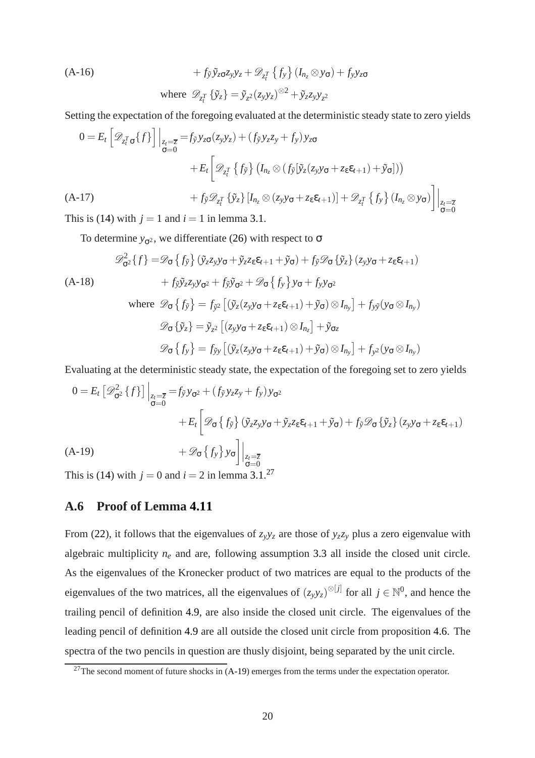$$
\text{(A-16)} \qquad + f_{\tilde{y}}\tilde{y}_{z\sigma}z_y y_z + \mathscr{D}_{z_t^T}\left\{f_y\right\}(I_{n_z}\otimes y_\sigma) + f_y y_{z\sigma}
$$

$$
\text{where } \mathscr{D}_{z_t^T}\left\{\tilde{y}_z\right\} = \tilde{y}_{z^2}(z_y y_z)^{\otimes 2} + \tilde{y}_z z_y y_{z^2}
$$

Setting the expectation of the foregoing evaluated at the deterministic steady state to zero yields

$$
\begin{aligned}
0 = E_t\left[\mathscr{D}_{z_t^T\sigma}\{f\}\right]\Big|_{\substack{z_t=\overline{z}\\ \sigma=0}} = & f_{\tilde{y}}y_{z\sigma}(z_y y_z) + (f_{\tilde{y}}y_z z_y + f_y)y_{z\sigma} \\
& + E_t\Bigg[\mathscr{D}_{z_t^T}\left\{f_{\tilde{y}}\right\}\left(I_{n_z}\otimes\left(f_{\tilde{y}}[\tilde{y}_z(z_y y_\sigma + z_\varepsilon\varepsilon_{t+1}) + \tilde{y}_\sigma]\right)\right) \\
& + f_{\tilde{y}}\mathscr{D}_{z_t^T}\left\{\tilde{y}_z\right\}[I_{n_z}\otimes(z_y y_\sigma + z_\varepsilon\varepsilon_{t+1})] + \mathscr{D}_{z_t^T}\left\{f_y\right\}(I_{n_z}\otimes y_\sigma)\Bigg]\Bigg|_{\substack{z_t=\overline{z}\\ \sigma=0}}
\end{aligned} \tag{A-17}
$$

This is (14) with $j=1$ and $i=1$ in lemma 3.1.

To determine $y_{\sigma^2}$, we differentiate (26) with respect to $\sigma$

$$
\begin{aligned}
\mathscr{D}^2_{\sigma^2}\{f\} = & \mathscr{D}_\sigma\left\{f_{\tilde{y}}\right\}(\tilde{y}_z z_y y_\sigma + \tilde{y}_z z_\varepsilon\varepsilon_{t+1} + \tilde{y}_\sigma) + f_{\tilde{y}}\mathscr{D}_\sigma\left\{\tilde{y}_z\right\}(z_y y_\sigma + z_\varepsilon\varepsilon_{t+1}) \\
& + f_{\tilde{y}}\tilde{y}_z z_y y_{\sigma^2} + f_{\tilde{y}}\tilde{y}_{\sigma^2} + \mathscr{D}_\sigma\left\{f_y\right\}y_\sigma + f_y y_{\sigma^2}
\end{aligned} \tag{A-18}
$$

$$
\begin{aligned}
\text{where } \mathscr{D}_\sigma\left\{f_{\tilde{y}}\right\} &= f_{\tilde{y}^2}\left[(\tilde{y}_z(z_y y_\sigma + z_\varepsilon\varepsilon_{t+1}) + \tilde{y}_\sigma)\otimes I_{n_y}\right] + f_{y\tilde{y}}(y_\sigma\otimes I_{n_y}) \\
\mathscr{D}_\sigma\left\{\tilde{y}_z\right\} &= \tilde{y}_{z^2}\left[(z_y y_\sigma + z_\varepsilon\varepsilon_{t+1})\otimes I_{n_z}\right] + \tilde{y}_{\sigma z} \\
\mathscr{D}_\sigma\left\{f_y\right\} &= f_{\tilde{y}y}\left[(\tilde{y}_z(z_y y_\sigma + z_\varepsilon\varepsilon_{t+1}) + \tilde{y}_\sigma)\otimes I_{n_y}\right] + f_{y^2}(y_\sigma\otimes I_{n_y})
\end{aligned}
$$

Evaluating at the deterministic steady state, the expectation of the foregoing set to zero yields

$$
\begin{aligned}
0 = E_t\left[\mathscr{D}^2_{\sigma^2}\{f\}\right]\Big|_{\substack{z_t=\overline{z}\\ \sigma=0}} = & f_{\tilde{y}}y_{\sigma^2} + (f_{\tilde{y}}y_z z_y + f_y)y_{\sigma^2} \\
& + E_t\Bigg[\mathscr{D}_\sigma\left\{f_{\tilde{y}}\right\}(\tilde{y}_z z_y y_\sigma + \tilde{y}_z z_\varepsilon\varepsilon_{t+1} + \tilde{y}_\sigma) + f_{\tilde{y}}\mathscr{D}_\sigma\left\{\tilde{y}_z\right\}(z_y y_\sigma + z_\varepsilon\varepsilon_{t+1}) \\
& + \mathscr{D}_\sigma\left\{f_y\right\}y_\sigma\Bigg]\Bigg|_{\substack{z_t=\overline{z}\\ \sigma=0}}
\end{aligned} \tag{A-19}
$$

This is (14) with $j=0$ and $i=2$ in lemma 3.1.[27]

## A.6 Proof of Lemma 4.11

From (22), it follows that the eigenvalues of $z_y y_z$ are those of $y_z z_y$ plus a zero eigenvalue with algebraic multiplicity $n_e$ and are, following assumption 3.3 all inside the closed unit circle. As the eigenvalues of the Kronecker product of two matrices are equal to the products of the eigenvalues of the two matrices, all the eigenvalues of $(z_y y_z)^{\otimes[j]}$ for all $j\in\mathbb{N}^0$, and hence the trailing pencil of definition 4.9, are also inside the closed unit circle. The eigenvalues of the leading pencil of definition 4.9 are all outside the closed unit circle from proposition 4.6. The spectra of the two pencils in question are thusly disjoint, being separated by the unit circle.

[27] The second moment of future shocks in (A-19) emerges from the terms under the expectation operator.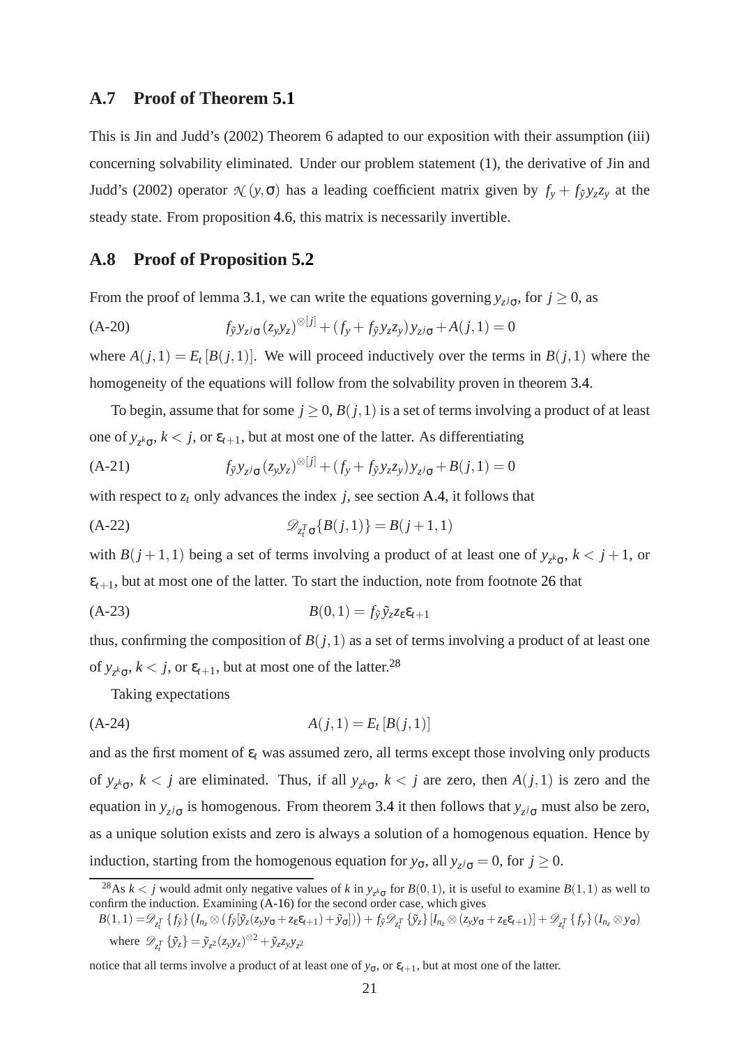## A.7 Proof of Theorem 5.1

This is Jin and Judd's (2002) Theorem 6 adapted to our exposition with their assumption (iii) concerning solvability eliminated. Under our problem statement (1), the derivative of Jin and Judd's (2002) operator $\mathcal{N}(y,\sigma)$ has a leading coefficient matrix given by $f_y + f_{\tilde{y}} y_z z_y$ at the steady state. From proposition 4.6, this matrix is necessarily invertible.

## A.8 Proof of Proposition 5.2

From the proof of lemma 3.1, we can write the equations governing $y_{z^j\sigma}$, for $j \geq 0$, as

$$f_{\tilde{y}} y_{z^j\sigma} (z_y y_z)^{\otimes[j]} + (f_y + f_{\tilde{y}} y_z z_y) y_{z^j\sigma} + A(j,1) = 0 \tag{A-20}$$

where $A(j,1) = E_t[B(j,1)]$. We will proceed inductively over the terms in $B(j,1)$ where the homogeneity of the equations will follow from the solvability proven in theorem 3.4.

To begin, assume that for some $j \geq 0$, $B(j,1)$ is a set of terms involving a product of at least one of $y_{z^k\sigma}$, $k < j$, or $\varepsilon_{t+1}$, but at most one of the latter. As differentiating

$$f_{\tilde{y}} y_{z^j\sigma} (z_y y_z)^{\otimes[j]} + (f_y + f_{\tilde{y}} y_z z_y) y_{z^j\sigma} + B(j,1) = 0 \tag{A-21}$$

with respect to $z_t$ only advances the index $j$, see section A.4, it follows that

$$\mathscr{D}_{z_t^T \sigma}\{B(j,1)\} = B(j+1,1) \tag{A-22}$$

with $B(j+1,1)$ being a set of terms involving a product of at least one of $y_{z^k\sigma}$, $k < j+1$, or $\varepsilon_{t+1}$, but at most one of the latter. To start the induction, note from footnote 26 that

$$B(0,1) = f_{\tilde{y}} \tilde{y}_z z_\varepsilon \varepsilon_{t+1} \tag{A-23}$$

thus, confirming the composition of $B(j,1)$ as a set of terms involving a product of at least one of $y_{z^k\sigma}$, $k < j$, or $\varepsilon_{t+1}$, but at most one of the latter.[28]

Taking expectations

$$A(j,1) = E_t[B(j,1)] \tag{A-24}$$

and as the first moment of $\varepsilon_t$ was assumed zero, all terms except those involving only products of $y_{z^k\sigma}$, $k < j$ are eliminated. Thus, if all $y_{z^k\sigma}$, $k < j$ are zero, then $A(j,1)$ is zero and the equation in $y_{z^j\sigma}$ is homogenous. From theorem 3.4 it then follows that $y_{z^j\sigma}$ must also be zero, as a unique solution exists and zero is always a solution of a homogenous equation. Hence by induction, starting from the homogenous equation for $y_\sigma$, all $y_{z^j\sigma} = 0$, for $j \geq 0$.

---

[28] As $k < j$ would admit only negative values of $k$ in $y_{z^k\sigma}$ for $B(0,1)$, it is useful to examine $B(1,1)$ as well to confirm the induction. Examining (A-16) for the second order case, which gives

$$B(1,1) = \mathscr{D}_{z_t^T}\{f_{\tilde{y}}\}\left(I_{n_z} \otimes (f_{\tilde{y}}[\tilde{y}_z(z_y y_\sigma + z_\varepsilon \varepsilon_{t+1}) + \tilde{y}_\sigma])\right) + f_{\tilde{y}} \mathscr{D}_{z_t^T}\{\tilde{y}_z\}[I_{n_z} \otimes (z_y y_\sigma + z_\varepsilon \varepsilon_{t+1})] + \mathscr{D}_{z_t^T}\{f_y\}(I_{n_z} \otimes y_\sigma)$$

where $\mathscr{D}_{z_t^T}\{\tilde{y}_z\} = \tilde{y}_{z^2}(z_y y_z)^{\otimes 2} + \tilde{y}_z z_y y_{z^2}$

notice that all terms involve a product of at least one of $y_\sigma$, or $\varepsilon_{t+1}$, but at most one of the latter.